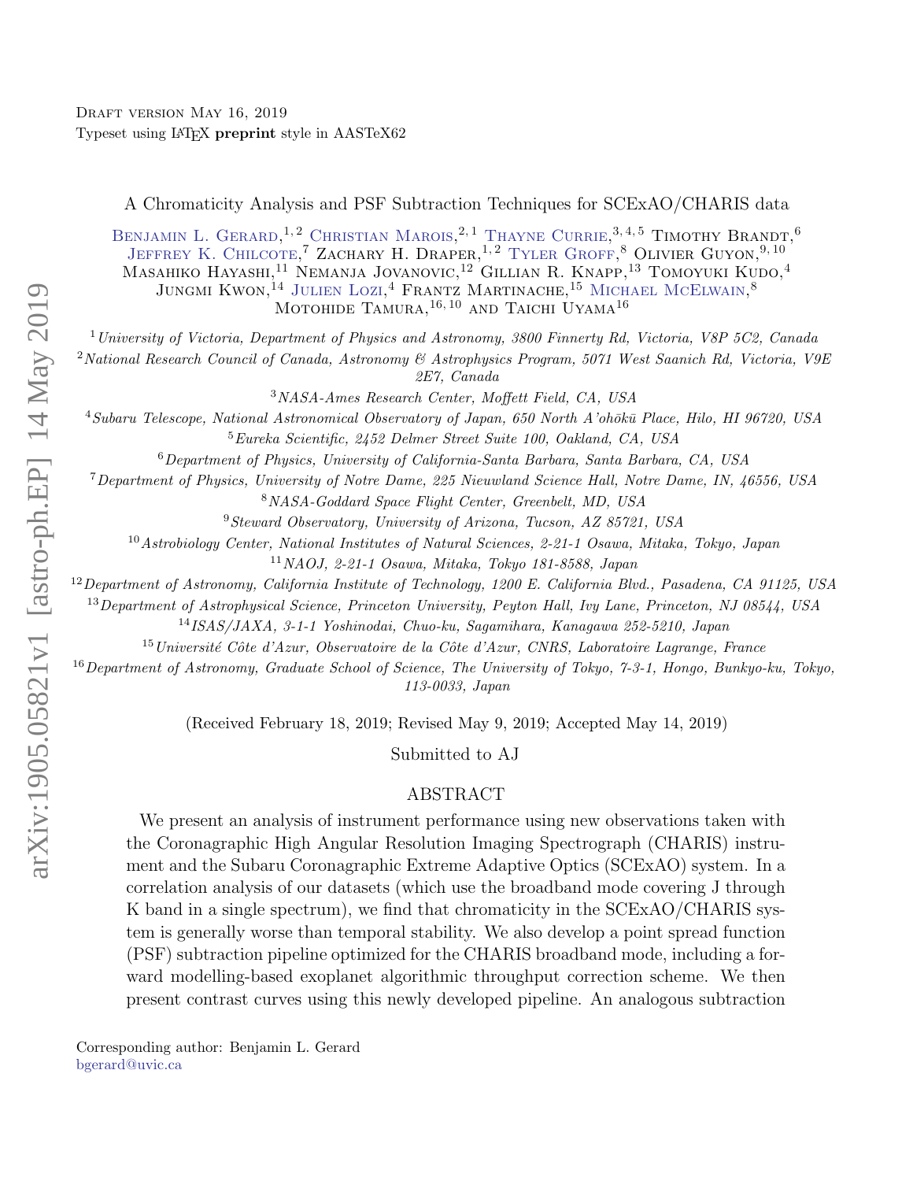Draft version May 16, 2019
Typeset using LaTeX **preprint** style in AASTeX62

# A Chromaticity Analysis and PSF Subtraction Techniques for SCExAO/CHARIS data

Benjamin L. Gerard,[1,2] Christian Marois,[2,1] Thayne Currie,[3,4,5] Timothy Brandt,[6] Jeffrey K. Chilcote,[7] Zachary H. Draper,[1,2] Tyler Groff,[8] Olivier Guyon,[9,10] Masahiko Hayashi,[11] Nemanja Jovanovic,[12] Gillian R. Knapp,[13] Tomoyuki Kudo,[4] Jungmi Kwon,[14] Julien Lozi,[4] Frantz Martinache,[15] Michael McElwain,[8] Motohide Tamura,[16,10] and Taichi Uyama[16]

[1] *University of Victoria, Department of Physics and Astronomy, 3800 Finnerty Rd, Victoria, V8P 5C2, Canada*
[2] *National Research Council of Canada, Astronomy & Astrophysics Program, 5071 West Saanich Rd, Victoria, V9E 2E7, Canada*
[3] *NASA-Ames Research Center, Moffett Field, CA, USA*
[4] *Subaru Telescope, National Astronomical Observatory of Japan, 650 North A'ohōkū Place, Hilo, HI 96720, USA*
[5] *Eureka Scientific, 2452 Delmer Street Suite 100, Oakland, CA, USA*
[6] *Department of Physics, University of California-Santa Barbara, Santa Barbara, CA, USA*
[7] *Department of Physics, University of Notre Dame, 225 Nieuwland Science Hall, Notre Dame, IN, 46556, USA*
[8] *NASA-Goddard Space Flight Center, Greenbelt, MD, USA*
[9] *Steward Observatory, University of Arizona, Tucson, AZ 85721, USA*
[10] *Astrobiology Center, National Institutes of Natural Sciences, 2-21-1 Osawa, Mitaka, Tokyo, Japan*
[11] *NAOJ, 2-21-1 Osawa, Mitaka, Tokyo 181-8588, Japan*
[12] *Department of Astronomy, California Institute of Technology, 1200 E. California Blvd., Pasadena, CA 91125, USA*
[13] *Department of Astrophysical Science, Princeton University, Peyton Hall, Ivy Lane, Princeton, NJ 08544, USA*
[14] *ISAS/JAXA, 3-1-1 Yoshinodai, Chuo-ku, Sagamihara, Kanagawa 252-5210, Japan*
[15] *Université Côte d'Azur, Observatoire de la Côte d'Azur, CNRS, Laboratoire Lagrange, France*
[16] *Department of Astronomy, Graduate School of Science, The University of Tokyo, 7-3-1, Hongo, Bunkyo-ku, Tokyo, 113-0033, Japan*

(Received February 18, 2019; Revised May 9, 2019; Accepted May 14, 2019)

Submitted to AJ

## ABSTRACT

We present an analysis of instrument performance using new observations taken with the Coronagraphic High Angular Resolution Imaging Spectrograph (CHARIS) instrument and the Subaru Coronagraphic Extreme Adaptive Optics (SCExAO) system. In a correlation analysis of our datasets (which use the broadband mode covering J through K band in a single spectrum), we find that chromaticity in the SCExAO/CHARIS system is generally worse than temporal stability. We also develop a point spread function (PSF) subtraction pipeline optimized for the CHARIS broadband mode, including a forward modelling-based exoplanet algorithmic throughput correction scheme. We then present contrast curves using this newly developed pipeline. An analogous subtraction

Corresponding author: Benjamin L. Gerard
bgerard@uvic.ca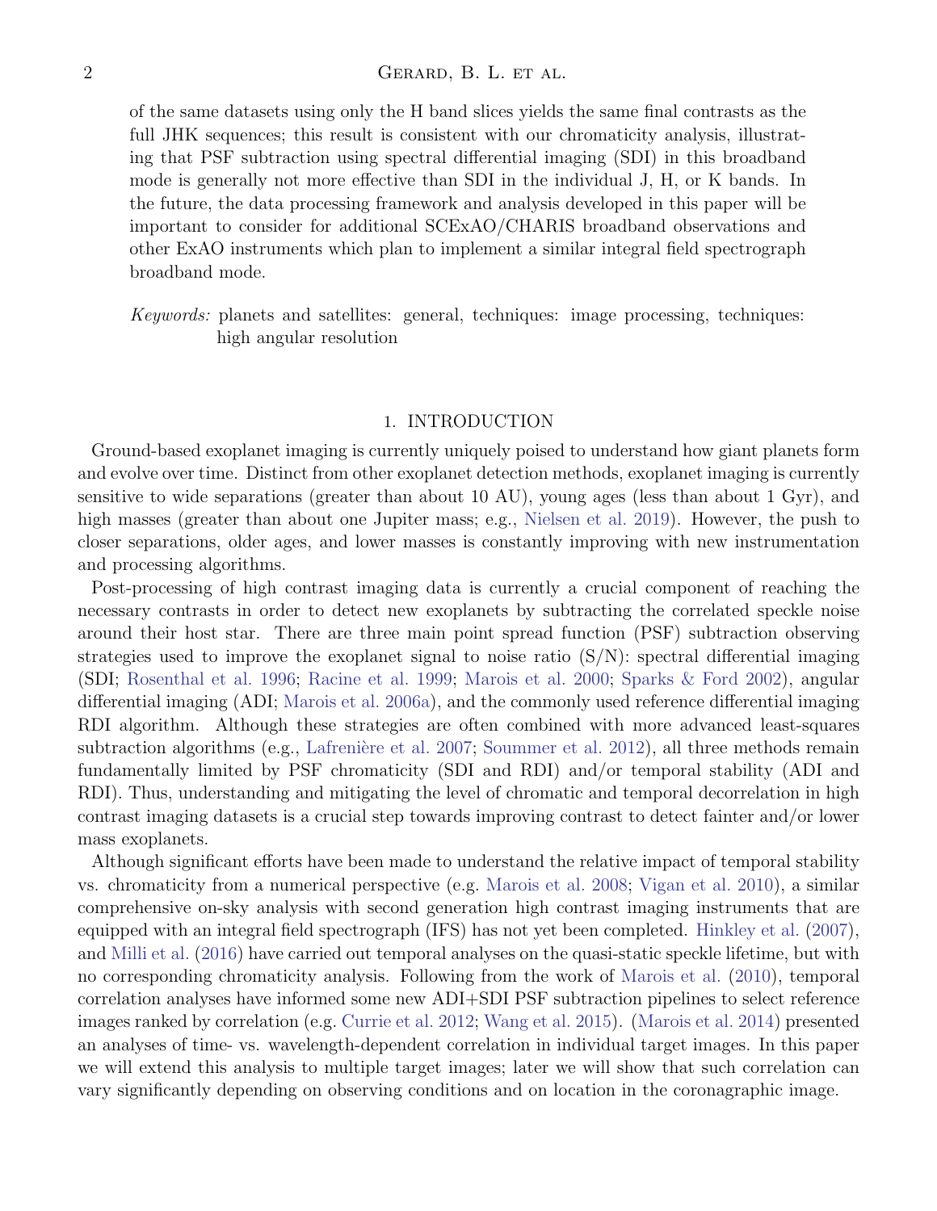of the same datasets using only the H band slices yields the same final contrasts as the full JHK sequences; this result is consistent with our chromaticity analysis, illustrating that PSF subtraction using spectral differential imaging (SDI) in this broadband mode is generally not more effective than SDI in the individual J, H, or K bands. In the future, the data processing framework and analysis developed in this paper will be important to consider for additional SCExAO/CHARIS broadband observations and other ExAO instruments which plan to implement a similar integral field spectrograph broadband mode.

*Keywords:* planets and satellites: general, techniques: image processing, techniques: high angular resolution

## 1. INTRODUCTION

Ground-based exoplanet imaging is currently uniquely poised to understand how giant planets form and evolve over time. Distinct from other exoplanet detection methods, exoplanet imaging is currently sensitive to wide separations (greater than about 10 AU), young ages (less than about 1 Gyr), and high masses (greater than about one Jupiter mass; e.g., Nielsen et al. 2019). However, the push to closer separations, older ages, and lower masses is constantly improving with new instrumentation and processing algorithms.

Post-processing of high contrast imaging data is currently a crucial component of reaching the necessary contrasts in order to detect new exoplanets by subtracting the correlated speckle noise around their host star. There are three main point spread function (PSF) subtraction observing strategies used to improve the exoplanet signal to noise ratio (S/N): spectral differential imaging (SDI; Rosenthal et al. 1996; Racine et al. 1999; Marois et al. 2000; Sparks & Ford 2002), angular differential imaging (ADI; Marois et al. 2006a), and the commonly used reference differential imaging RDI algorithm. Although these strategies are often combined with more advanced least-squares subtraction algorithms (e.g., Lafrenière et al. 2007; Soummer et al. 2012), all three methods remain fundamentally limited by PSF chromaticity (SDI and RDI) and/or temporal stability (ADI and RDI). Thus, understanding and mitigating the level of chromatic and temporal decorrelation in high contrast imaging datasets is a crucial step towards improving contrast to detect fainter and/or lower mass exoplanets.

Although significant efforts have been made to understand the relative impact of temporal stability vs. chromaticity from a numerical perspective (e.g. Marois et al. 2008; Vigan et al. 2010), a similar comprehensive on-sky analysis with second generation high contrast imaging instruments that are equipped with an integral field spectrograph (IFS) has not yet been completed. Hinkley et al. (2007), and Milli et al. (2016) have carried out temporal analyses on the quasi-static speckle lifetime, but with no corresponding chromaticity analysis. Following from the work of Marois et al. (2010), temporal correlation analyses have informed some new ADI+SDI PSF subtraction pipelines to select reference images ranked by correlation (e.g. Currie et al. 2012; Wang et al. 2015). (Marois et al. 2014) presented an analyses of time- vs. wavelength-dependent correlation in individual target images. In this paper we will extend this analysis to multiple target images; later we will show that such correlation can vary significantly depending on observing conditions and on location in the coronagraphic image.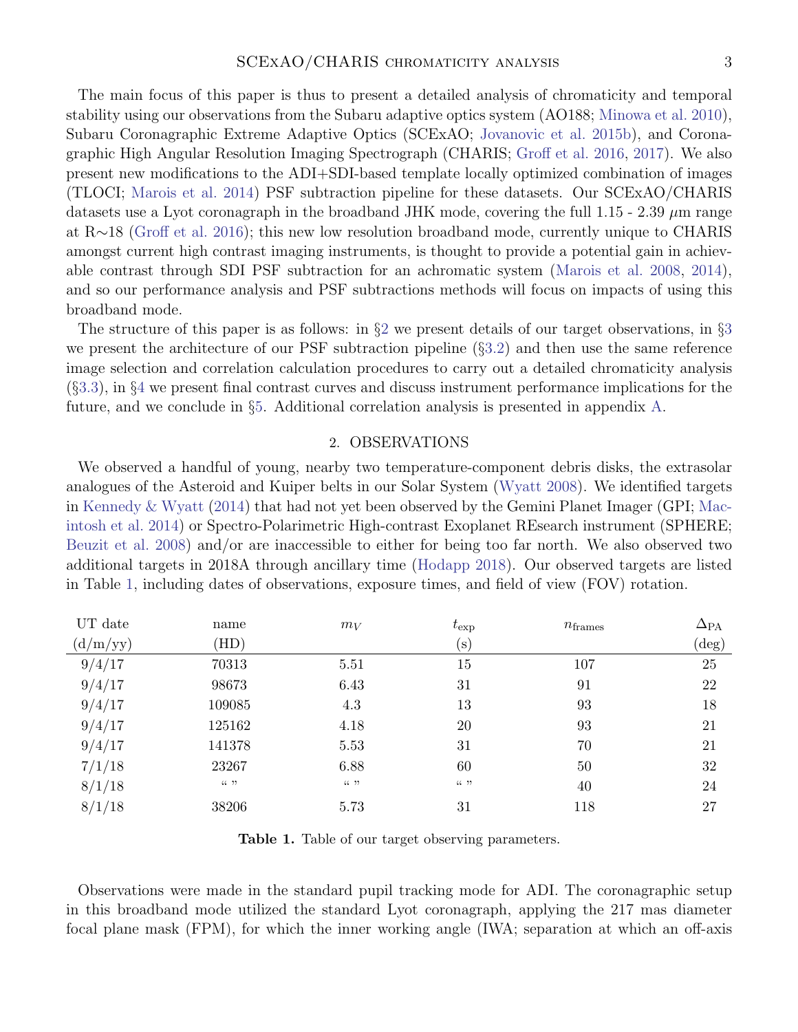The main focus of this paper is thus to present a detailed analysis of chromaticity and temporal stability using our observations from the Subaru adaptive optics system (AO188; Minowa et al. 2010), Subaru Coronagraphic Extreme Adaptive Optics (SCExAO; Jovanovic et al. 2015b), and Coronagraphic High Angular Resolution Imaging Spectrograph (CHARIS; Groff et al. 2016, 2017). We also present new modifications to the ADI+SDI-based template locally optimized combination of images (TLOCI; Marois et al. 2014) PSF subtraction pipeline for these datasets. Our SCExAO/CHARIS datasets use a Lyot coronagraph in the broadband JHK mode, covering the full 1.15 - 2.39 $\mu$m range at R$\sim$18 (Groff et al. 2016); this new low resolution broadband mode, currently unique to CHARIS amongst current high contrast imaging instruments, is thought to provide a potential gain in achievable contrast through SDI PSF subtraction for an achromatic system (Marois et al. 2008, 2014), and so our performance analysis and PSF subtractions methods will focus on impacts of using this broadband mode.

The structure of this paper is as follows: in §2 we present details of our target observations, in §3 we present the architecture of our PSF subtraction pipeline (§3.2) and then use the same reference image selection and correlation calculation procedures to carry out a detailed chromaticity analysis (§3.3), in §4 we present final contrast curves and discuss instrument performance implications for the future, and we conclude in §5. Additional correlation analysis is presented in appendix A.

## 2. OBSERVATIONS

We observed a handful of young, nearby two temperature-component debris disks, the extrasolar analogues of the Asteroid and Kuiper belts in our Solar System (Wyatt 2008). We identified targets in Kennedy & Wyatt (2014) that had not yet been observed by the Gemini Planet Imager (GPI; Macintosh et al. 2014) or Spectro-Polarimetric High-contrast Exoplanet REsearch instrument (SPHERE; Beuzit et al. 2008) and/or are inaccessible to either for being too far north. We also observed two additional targets in 2018A through ancillary time (Hodapp 2018). Our observed targets are listed in Table 1, including dates of observations, exposure times, and field of view (FOV) rotation.

| UT date (d/m/yy) | name (HD) | $m_V$ | $t_{\rm exp}$ (s) | $n_{\rm frames}$ | $\Delta_{\rm PA}$ (deg) |
|---|---|---|---|---|---|
| 9/4/17 | 70313 | 5.51 | 15 | 107 | 25 |
| 9/4/17 | 98673 | 6.43 | 31 | 91 | 22 |
| 9/4/17 | 109085 | 4.3 | 13 | 93 | 18 |
| 9/4/17 | 125162 | 4.18 | 20 | 93 | 21 |
| 9/4/17 | 141378 | 5.53 | 31 | 70 | 21 |
| 7/1/18 | 23267 | 6.88 | 60 | 50 | 32 |
| 8/1/18 | " " | " " | " " | 40 | 24 |
| 8/1/18 | 38206 | 5.73 | 31 | 118 | 27 |

**Table 1.** Table of our target observing parameters.

Observations were made in the standard pupil tracking mode for ADI. The coronagraphic setup in this broadband mode utilized the standard Lyot coronagraph, applying the 217 mas diameter focal plane mask (FPM), for which the inner working angle (IWA; separation at which an off-axis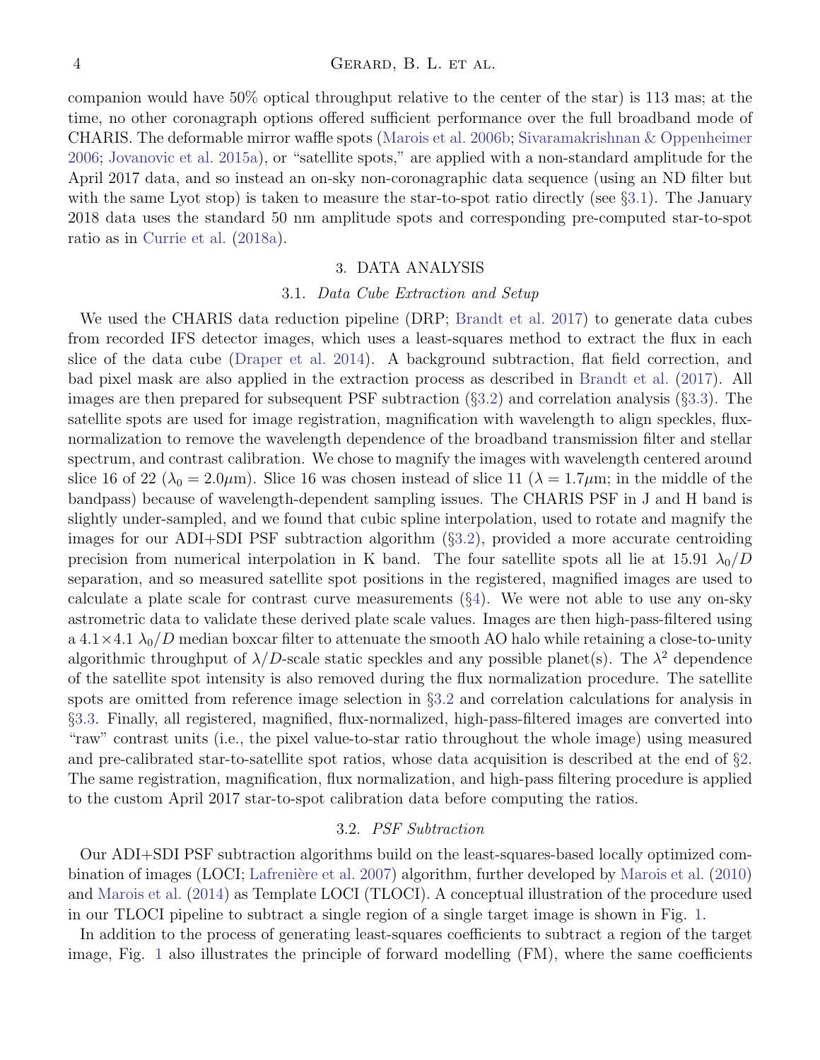companion would have 50% optical throughput relative to the center of the star) is 113 mas; at the time, no other coronagraph options offered sufficient performance over the full broadband mode of CHARIS. The deformable mirror waffle spots (Marois et al. 2006b; Sivaramakrishnan & Oppenheimer 2006; Jovanovic et al. 2015a), or "satellite spots," are applied with a non-standard amplitude for the April 2017 data, and so instead an on-sky non-coronagraphic data sequence (using an ND filter but with the same Lyot stop) is taken to measure the star-to-spot ratio directly (see §3.1). The January 2018 data uses the standard 50 nm amplitude spots and corresponding pre-computed star-to-spot ratio as in Currie et al. (2018a).

## 3. DATA ANALYSIS

### 3.1. *Data Cube Extraction and Setup*

We used the CHARIS data reduction pipeline (DRP; Brandt et al. 2017) to generate data cubes from recorded IFS detector images, which uses a least-squares method to extract the flux in each slice of the data cube (Draper et al. 2014). A background subtraction, flat field correction, and bad pixel mask are also applied in the extraction process as described in Brandt et al. (2017). All images are then prepared for subsequent PSF subtraction (§3.2) and correlation analysis (§3.3). The satellite spots are used for image registration, magnification with wavelength to align speckles, flux-normalization to remove the wavelength dependence of the broadband transmission filter and stellar spectrum, and contrast calibration. We chose to magnify the images with wavelength centered around slice 16 of 22 ($\lambda_0 = 2.0\mu$m). Slice 16 was chosen instead of slice 11 ($\lambda = 1.7\mu$m; in the middle of the bandpass) because of wavelength-dependent sampling issues. The CHARIS PSF in J and H band is slightly under-sampled, and we found that cubic spline interpolation, used to rotate and magnify the images for our ADI+SDI PSF subtraction algorithm (§3.2), provided a more accurate centroiding precision from numerical interpolation in K band. The four satellite spots all lie at 15.91 $\lambda_0/D$ separation, and so measured satellite spot positions in the registered, magnified images are used to calculate a plate scale for contrast curve measurements (§4). We were not able to use any on-sky astrometric data to validate these derived plate scale values. Images are then high-pass-filtered using a 4.1×4.1 $\lambda_0/D$ median boxcar filter to attenuate the smooth AO halo while retaining a close-to-unity algorithmic throughput of $\lambda/D$-scale static speckles and any possible planet(s). The $\lambda^2$ dependence of the satellite spot intensity is also removed during the flux normalization procedure. The satellite spots are omitted from reference image selection in §3.2 and correlation calculations for analysis in §3.3. Finally, all registered, magnified, flux-normalized, high-pass-filtered images are converted into "raw" contrast units (i.e., the pixel value-to-star ratio throughout the whole image) using measured and pre-calibrated star-to-satellite spot ratios, whose data acquisition is described at the end of §2. The same registration, magnification, flux normalization, and high-pass filtering procedure is applied to the custom April 2017 star-to-spot calibration data before computing the ratios.

### 3.2. *PSF Subtraction*

Our ADI+SDI PSF subtraction algorithms build on the least-squares-based locally optimized combination of images (LOCI; Lafrenière et al. 2007) algorithm, further developed by Marois et al. (2010) and Marois et al. (2014) as Template LOCI (TLOCI). A conceptual illustration of the procedure used in our TLOCI pipeline to subtract a single region of a single target image is shown in Fig. 1.

In addition to the process of generating least-squares coefficients to subtract a region of the target image, Fig. 1 also illustrates the principle of forward modelling (FM), where the same coefficients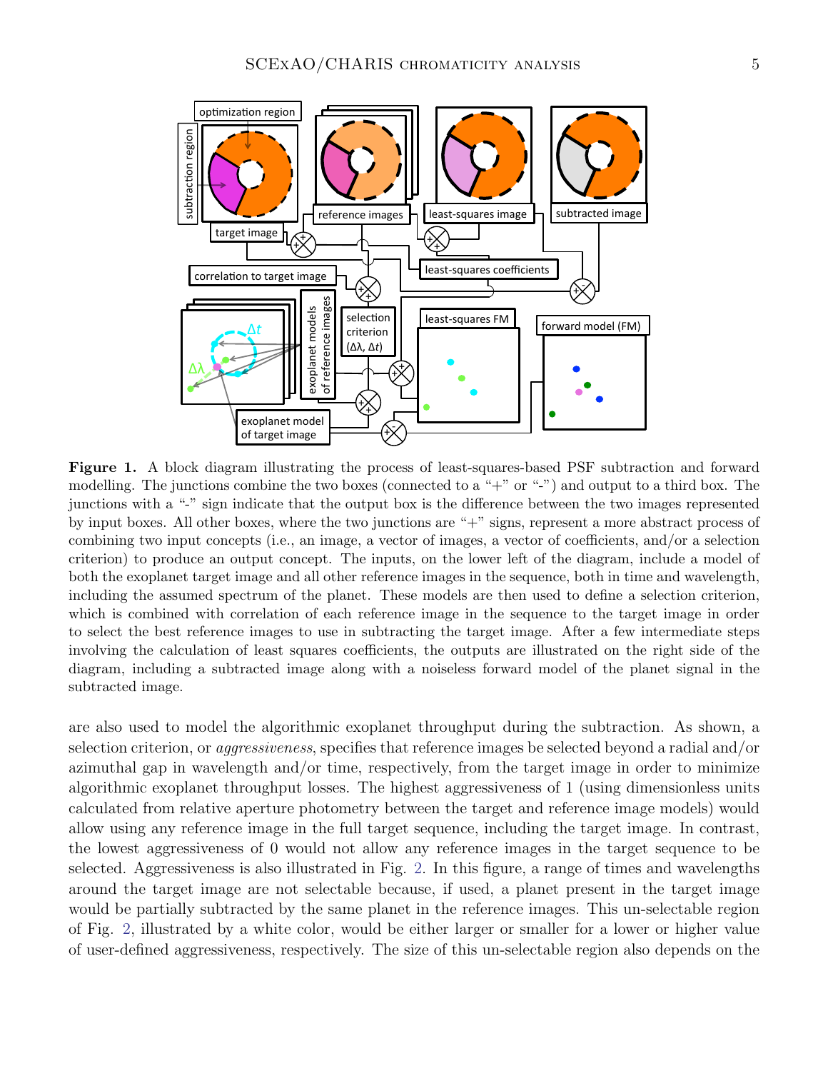**Figure 1.** A block diagram illustrating the process of least-squares-based PSF subtraction and forward modelling. The junctions combine the two boxes (connected to a "+" or "-") and output to a third box. The junctions with a "-" sign indicate that the output box is the difference between the two images represented by input boxes. All other boxes, where the two junctions are "+" signs, represent a more abstract process of combining two input concepts (i.e., an image, a vector of images, a vector of coefficients, and/or a selection criterion) to produce an output concept. The inputs, on the lower left of the diagram, include a model of both the exoplanet target image and all other reference images in the sequence, both in time and wavelength, including the assumed spectrum of the planet. These models are then used to define a selection criterion, which is combined with correlation of each reference image in the sequence to the target image in order to select the best reference images to use in subtracting the target image. After a few intermediate steps involving the calculation of least squares coefficients, the outputs are illustrated on the right side of the diagram, including a subtracted image along with a noiseless forward model of the planet signal in the subtracted image.

are also used to model the algorithmic exoplanet throughput during the subtraction. As shown, a selection criterion, or *aggressiveness*, specifies that reference images be selected beyond a radial and/or azimuthal gap in wavelength and/or time, respectively, from the target image in order to minimize algorithmic exoplanet throughput losses. The highest aggressiveness of 1 (using dimensionless units calculated from relative aperture photometry between the target and reference image models) would allow using any reference image in the full target sequence, including the target image. In contrast, the lowest aggressiveness of 0 would not allow any reference images in the target sequence to be selected. Aggressiveness is also illustrated in Fig. 2. In this figure, a range of times and wavelengths around the target image are not selectable because, if used, a planet present in the target image would be partially subtracted by the same planet in the reference images. This un-selectable region of Fig. 2, illustrated by a white color, would be either larger or smaller for a lower or higher value of user-defined aggressiveness, respectively. The size of this un-selectable region also depends on the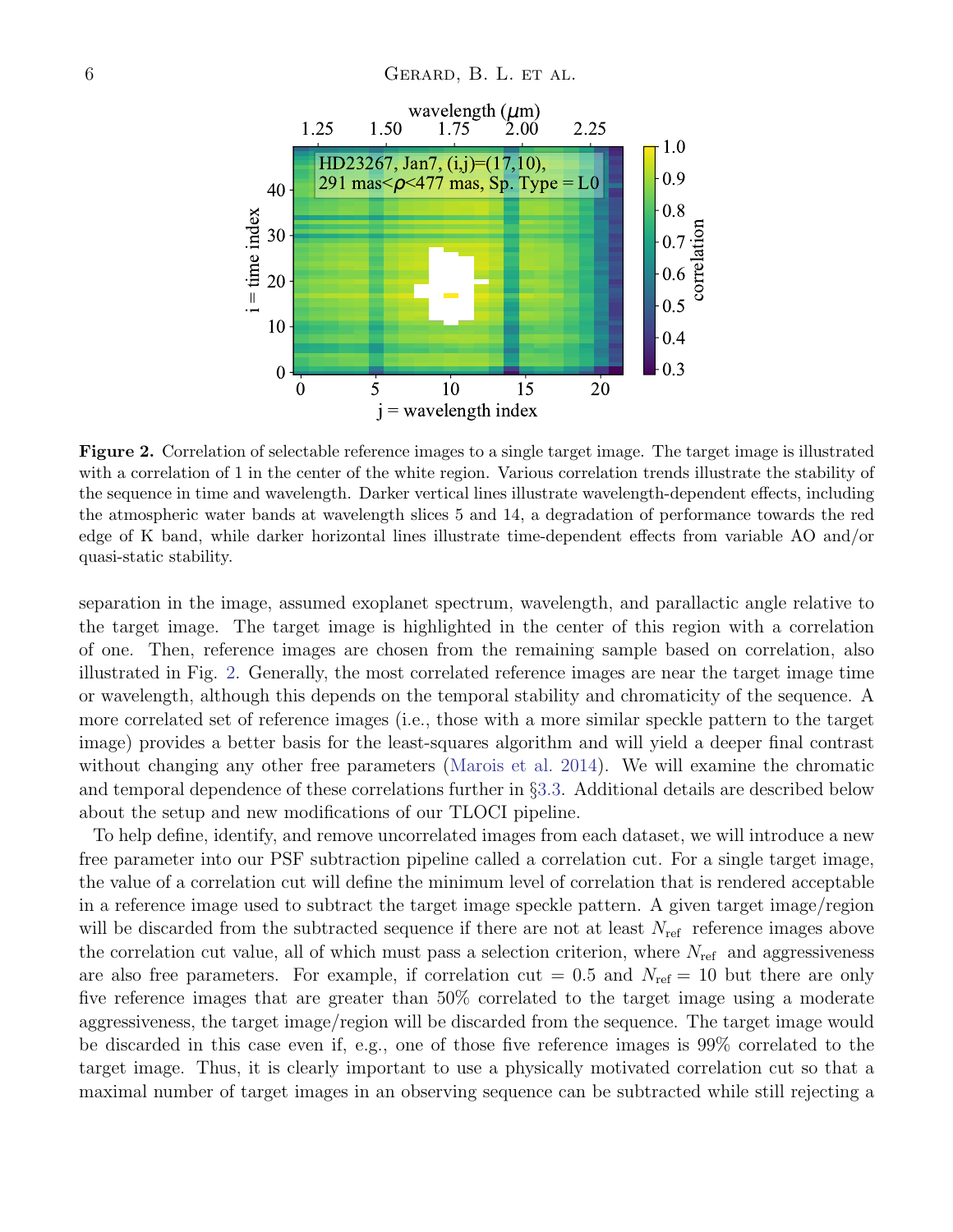**Figure 2.** Correlation of selectable reference images to a single target image. The target image is illustrated with a correlation of 1 in the center of the white region. Various correlation trends illustrate the stability of the sequence in time and wavelength. Darker vertical lines illustrate wavelength-dependent effects, including the atmospheric water bands at wavelength slices 5 and 14, a degradation of performance towards the red edge of K band, while darker horizontal lines illustrate time-dependent effects from variable AO and/or quasi-static stability.

separation in the image, assumed exoplanet spectrum, wavelength, and parallactic angle relative to the target image. The target image is highlighted in the center of this region with a correlation of one. Then, reference images are chosen from the remaining sample based on correlation, also illustrated in Fig. 2. Generally, the most correlated reference images are near the target image time or wavelength, although this depends on the temporal stability and chromaticity of the sequence. A more correlated set of reference images (i.e., those with a more similar speckle pattern to the target image) provides a better basis for the least-squares algorithm and will yield a deeper final contrast without changing any other free parameters (Marois et al. 2014). We will examine the chromatic and temporal dependence of these correlations further in §3.3. Additional details are described below about the setup and new modifications of our TLOCI pipeline.

To help define, identify, and remove uncorrelated images from each dataset, we will introduce a new free parameter into our PSF subtraction pipeline called a correlation cut. For a single target image, the value of a correlation cut will define the minimum level of correlation that is rendered acceptable in a reference image used to subtract the target image speckle pattern. A given target image/region will be discarded from the subtracted sequence if there are not at least $N_{\rm ref}$ reference images above the correlation cut value, all of which must pass a selection criterion, where $N_{\rm ref}$ and aggressiveness are also free parameters. For example, if correlation cut = 0.5 and $N_{\rm ref}$ = 10 but there are only five reference images that are greater than 50% correlated to the target image using a moderate aggressiveness, the target image/region will be discarded from the sequence. The target image would be discarded in this case even if, e.g., one of those five reference images is 99% correlated to the target image. Thus, it is clearly important to use a physically motivated correlation cut so that a maximal number of target images in an observing sequence can be subtracted while still rejecting a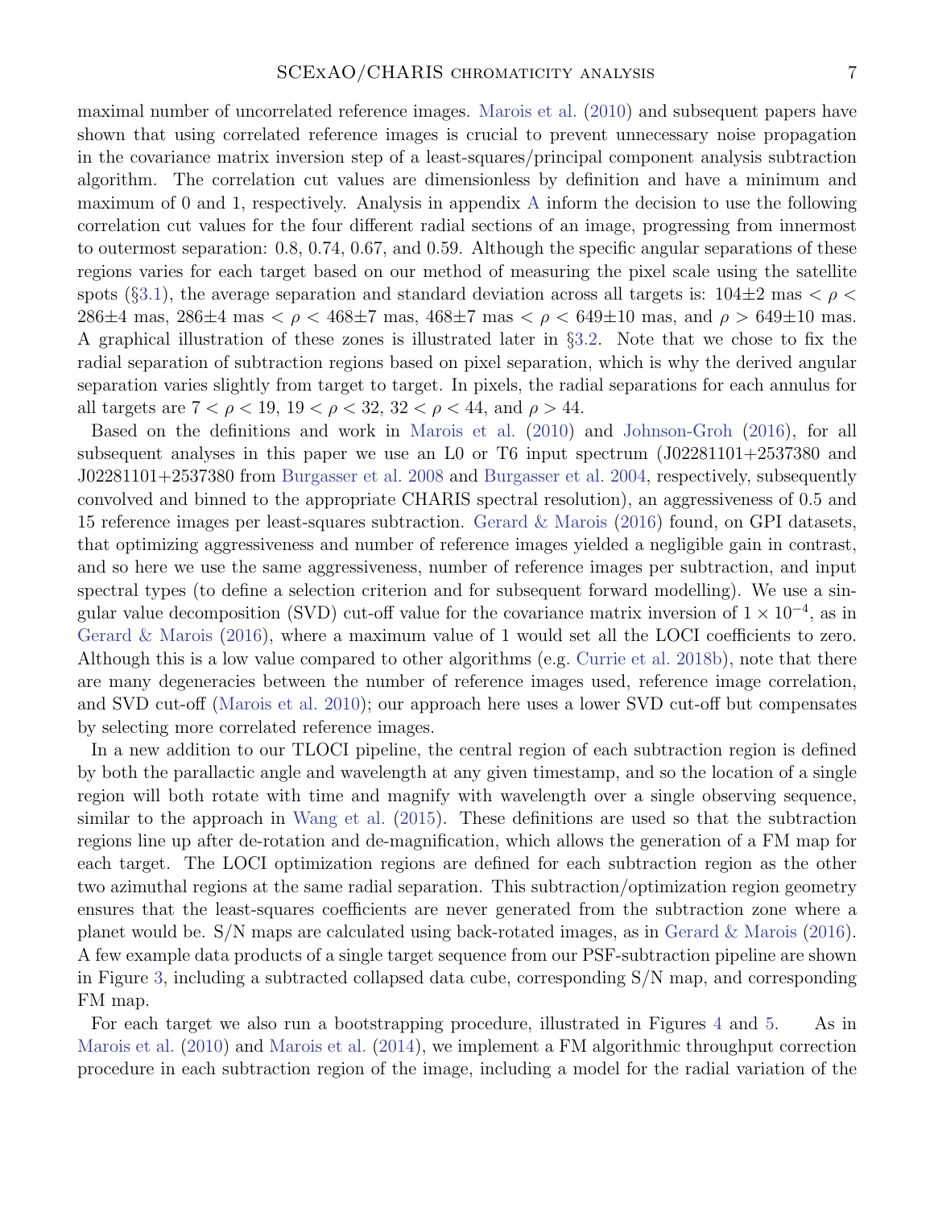maximal number of uncorrelated reference images. Marois et al. (2010) and subsequent papers have shown that using correlated reference images is crucial to prevent unnecessary noise propagation in the covariance matrix inversion step of a least-squares/principal component analysis subtraction algorithm. The correlation cut values are dimensionless by definition and have a minimum and maximum of 0 and 1, respectively. Analysis in appendix A inform the decision to use the following correlation cut values for the four different radial sections of an image, progressing from innermost to outermost separation: 0.8, 0.74, 0.67, and 0.59. Although the specific angular separations of these regions varies for each target based on our method of measuring the pixel scale using the satellite spots (§3.1), the average separation and standard deviation across all targets is: $104\pm2$ mas $< \rho <$ $286\pm4$ mas, $286\pm4$ mas $< \rho <$ $468\pm7$ mas, $468\pm7$ mas $< \rho <$ $649\pm10$ mas, and $\rho >$ $649\pm10$ mas. A graphical illustration of these zones is illustrated later in §3.2. Note that we chose to fix the radial separation of subtraction regions based on pixel separation, which is why the derived angular separation varies slightly from target to target. In pixels, the radial separations for each annulus for all targets are $7 < \rho < 19$, $19 < \rho < 32$, $32 < \rho < 44$, and $\rho > 44$.

Based on the definitions and work in Marois et al. (2010) and Johnson-Groh (2016), for all subsequent analyses in this paper we use an L0 or T6 input spectrum (J02281101+2537380 and J02281101+2537380 from Burgasser et al. 2008 and Burgasser et al. 2004, respectively, subsequently convolved and binned to the appropriate CHARIS spectral resolution), an aggressiveness of 0.5 and 15 reference images per least-squares subtraction. Gerard & Marois (2016) found, on GPI datasets, that optimizing aggressiveness and number of reference images yielded a negligible gain in contrast, and so here we use the same aggressiveness, number of reference images per subtraction, and input spectral types (to define a selection criterion and for subsequent forward modelling). We use a singular value decomposition (SVD) cut-off value for the covariance matrix inversion of $1 \times 10^{-4}$, as in Gerard & Marois (2016), where a maximum value of 1 would set all the LOCI coefficients to zero. Although this is a low value compared to other algorithms (e.g. Currie et al. 2018b), note that there are many degeneracies between the number of reference images used, reference image correlation, and SVD cut-off (Marois et al. 2010); our approach here uses a lower SVD cut-off but compensates by selecting more correlated reference images.

In a new addition to our TLOCI pipeline, the central region of each subtraction region is defined by both the parallactic angle and wavelength at any given timestamp, and so the location of a single region will both rotate with time and magnify with wavelength over a single observing sequence, similar to the approach in Wang et al. (2015). These definitions are used so that the subtraction regions line up after de-rotation and de-magnification, which allows the generation of a FM map for each target. The LOCI optimization regions are defined for each subtraction region as the other two azimuthal regions at the same radial separation. This subtraction/optimization region geometry ensures that the least-squares coefficients are never generated from the subtraction zone where a planet would be. S/N maps are calculated using back-rotated images, as in Gerard & Marois (2016). A few example data products of a single target sequence from our PSF-subtraction pipeline are shown in Figure 3, including a subtracted collapsed data cube, corresponding S/N map, and corresponding FM map.

For each target we also run a bootstrapping procedure, illustrated in Figures 4 and 5. As in Marois et al. (2010) and Marois et al. (2014), we implement a FM algorithmic throughput correction procedure in each subtraction region of the image, including a model for the radial variation of the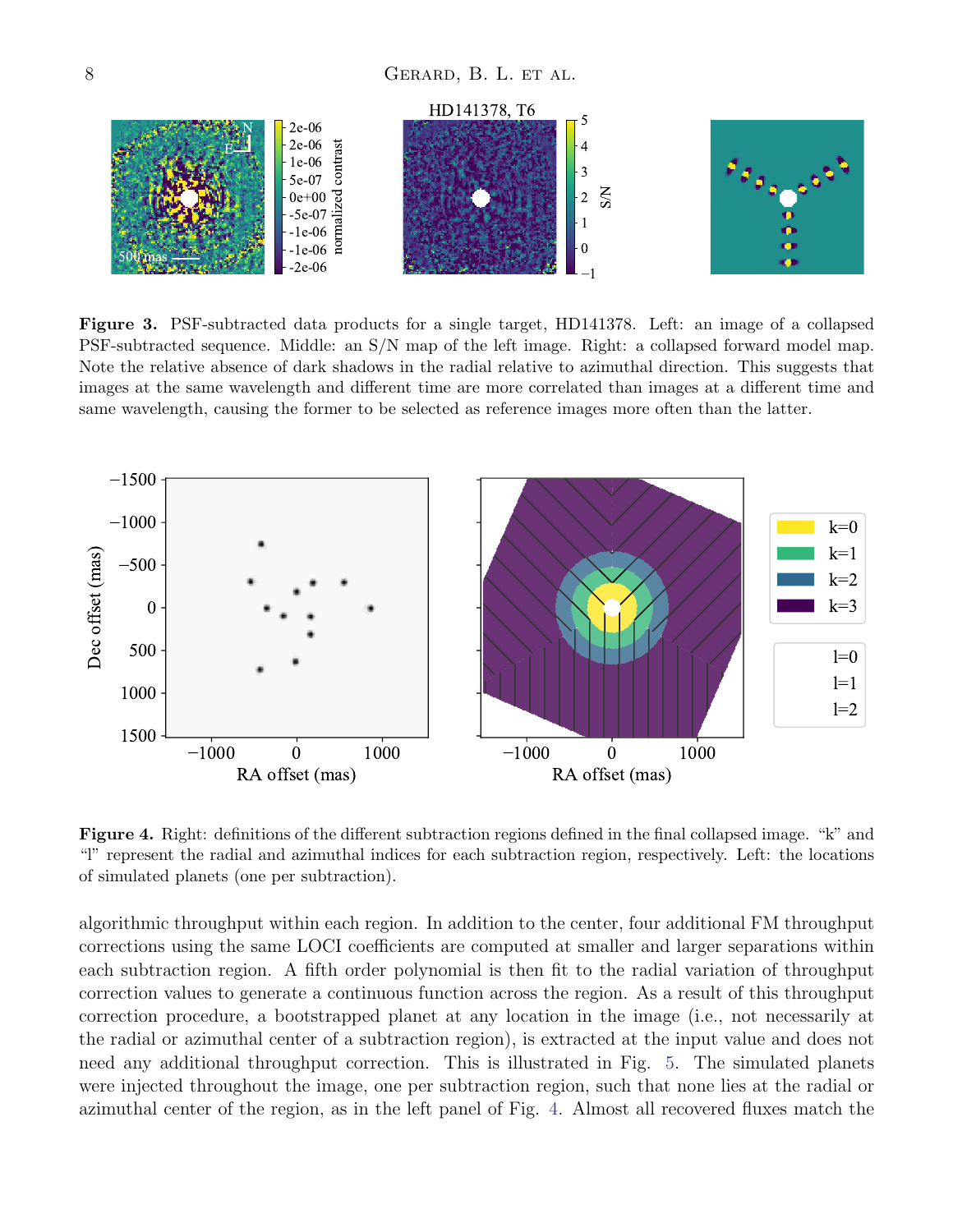**Figure 3.** PSF-subtracted data products for a single target, HD141378. Left: an image of a collapsed PSF-subtracted sequence. Middle: an S/N map of the left image. Right: a collapsed forward model map. Note the relative absence of dark shadows in the radial relative to azimuthal direction. This suggests that images at the same wavelength and different time are more correlated than images at a different time and same wavelength, causing the former to be selected as reference images more often than the latter.

**Figure 4.** Right: definitions of the different subtraction regions defined in the final collapsed image. "k" and "l" represent the radial and azimuthal indices for each subtraction region, respectively. Left: the locations of simulated planets (one per subtraction).

algorithmic throughput within each region. In addition to the center, four additional FM throughput corrections using the same LOCI coefficients are computed at smaller and larger separations within each subtraction region. A fifth order polynomial is then fit to the radial variation of throughput correction values to generate a continuous function across the region. As a result of this throughput correction procedure, a bootstrapped planet at any location in the image (i.e., not necessarily at the radial or azimuthal center of a subtraction region), is extracted at the input value and does not need any additional throughput correction. This is illustrated in Fig. 5. The simulated planets were injected throughout the image, one per subtraction region, such that none lies at the radial or azimuthal center of the region, as in the left panel of Fig. 4. Almost all recovered fluxes match the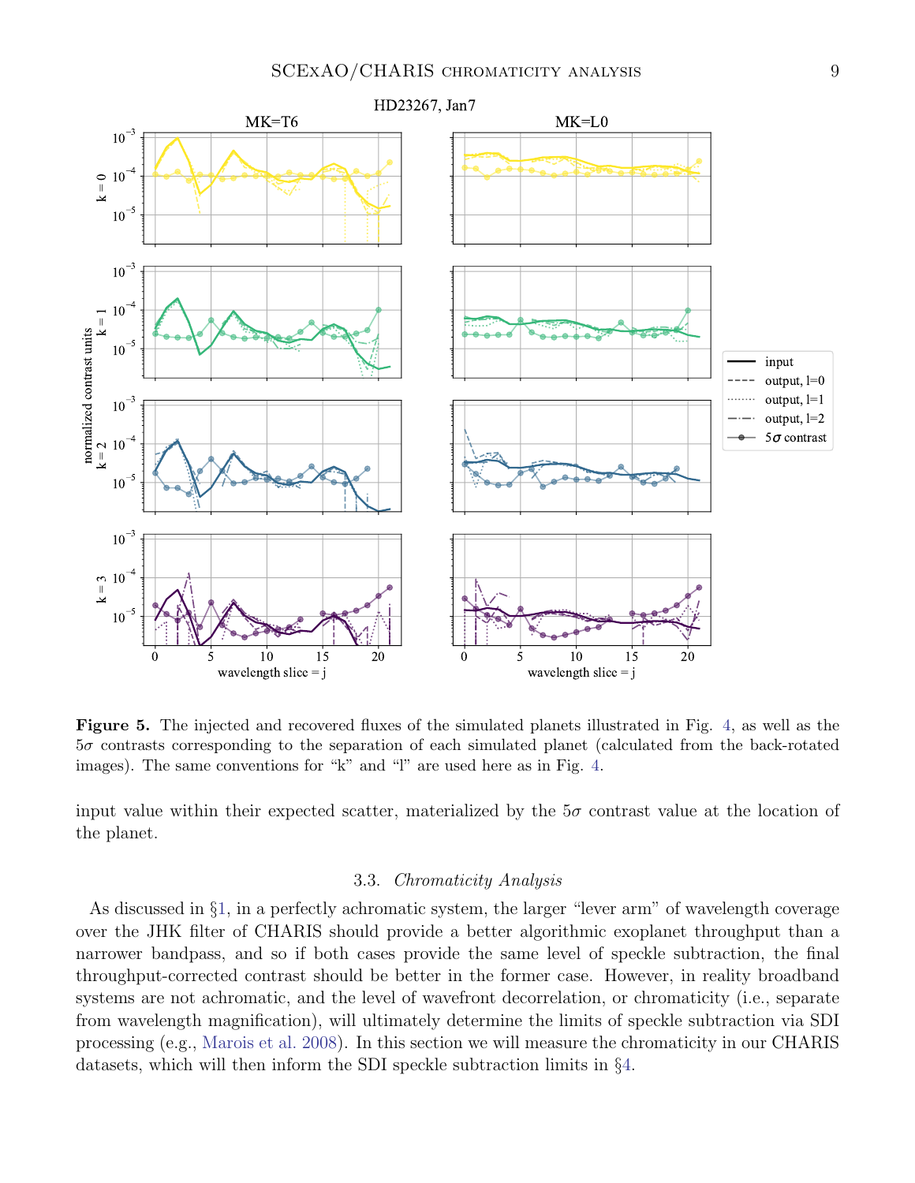**Figure 5.** The injected and recovered fluxes of the simulated planets illustrated in Fig. 4, as well as the $5\sigma$ contrasts corresponding to the separation of each simulated planet (calculated from the back-rotated images). The same conventions for "k" and "l" are used here as in Fig. 4.

input value within their expected scatter, materialized by the $5\sigma$ contrast value at the location of the planet.

### 3.3. *Chromaticity Analysis*

As discussed in §1, in a perfectly achromatic system, the larger "lever arm" of wavelength coverage over the JHK filter of CHARIS should provide a better algorithmic exoplanet throughput than a narrower bandpass, and so if both cases provide the same level of speckle subtraction, the final throughput-corrected contrast should be better in the former case. However, in reality broadband systems are not achromatic, and the level of wavefront decorrelation, or chromaticity (i.e., separate from wavelength magnification), will ultimately determine the limits of speckle subtraction via SDI processing (e.g., Marois et al. 2008). In this section we will measure the chromaticity in our CHARIS datasets, which will then inform the SDI speckle subtraction limits in §4.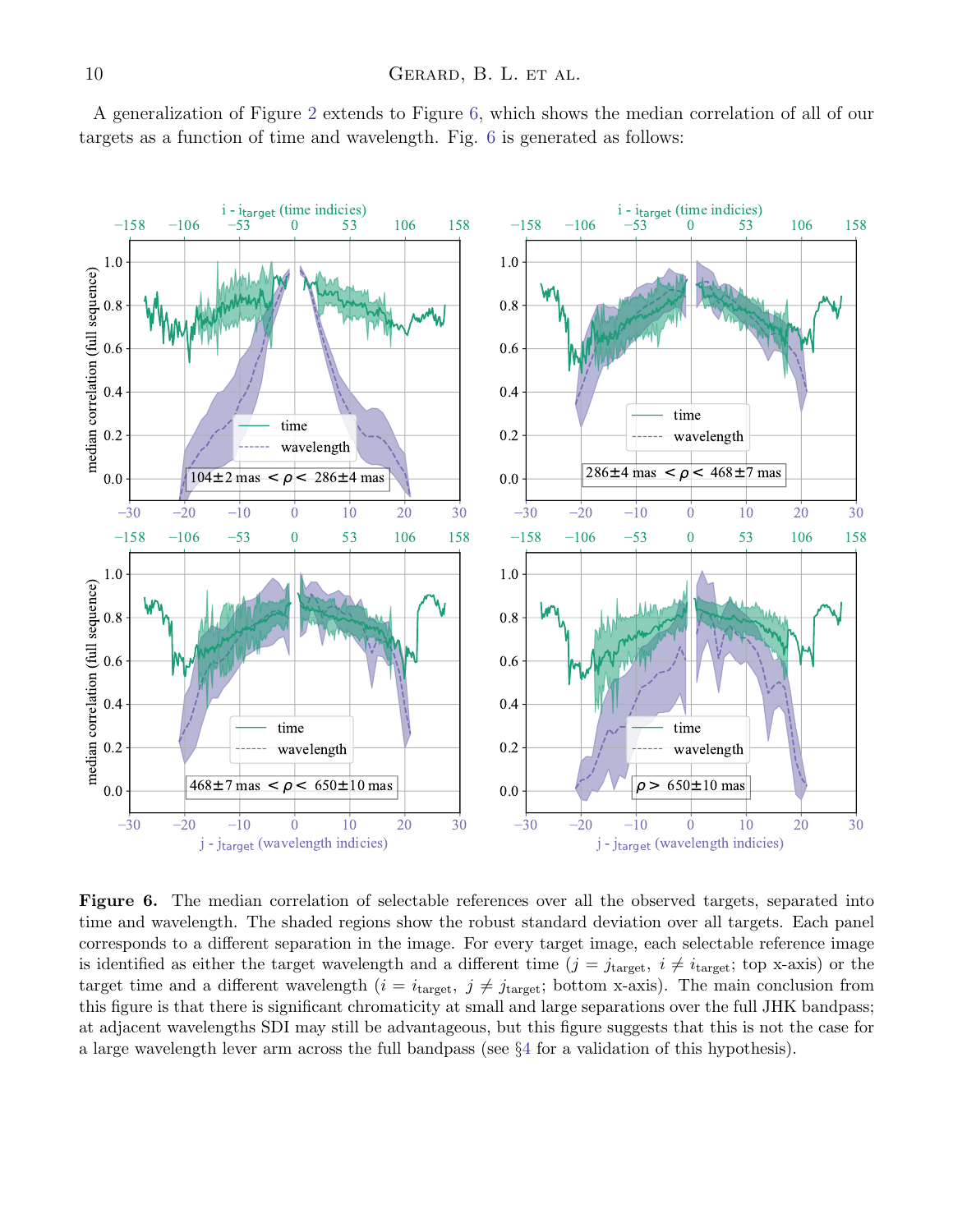A generalization of Figure 2 extends to Figure 6, which shows the median correlation of all of our targets as a function of time and wavelength. Fig. 6 is generated as follows:

**Figure 6.** The median correlation of selectable references over all the observed targets, separated into time and wavelength. The shaded regions show the robust standard deviation over all targets. Each panel corresponds to a different separation in the image. For every target image, each selectable reference image is identified as either the target wavelength and a different time ($j = j_{\rm target}$, $i \neq i_{\rm target}$; top x-axis) or the target time and a different wavelength ($i = i_{\rm target}$, $j \neq j_{\rm target}$; bottom x-axis). The main conclusion from this figure is that there is significant chromaticity at small and large separations over the full JHK bandpass; at adjacent wavelengths SDI may still be advantageous, but this figure suggests that this is not the case for a large wavelength lever arm across the full bandpass (see §4 for a validation of this hypothesis).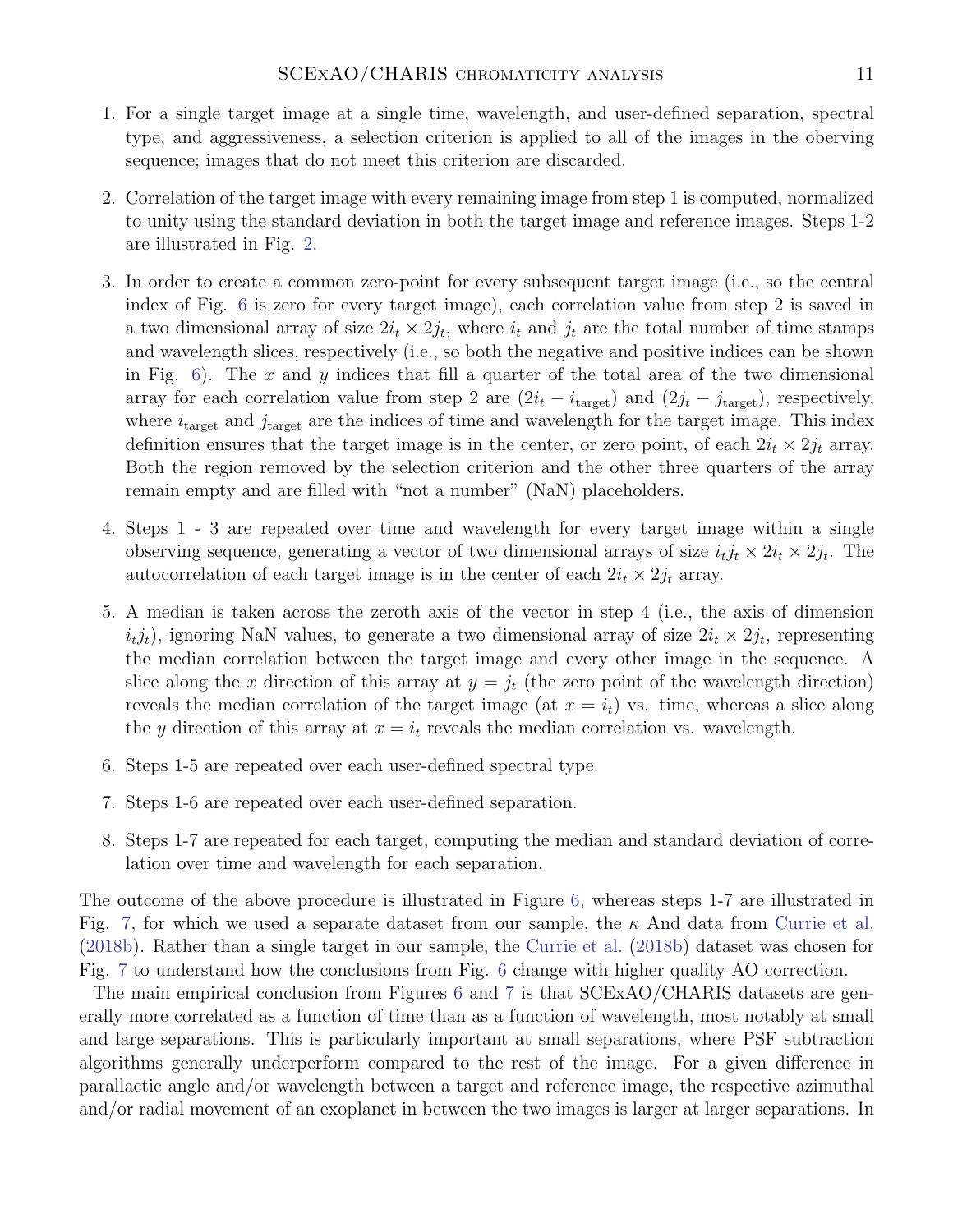1. For a single target image at a single time, wavelength, and user-defined separation, spectral type, and aggressiveness, a selection criterion is applied to all of the images in the oberving sequence; images that do not meet this criterion are discarded.

2. Correlation of the target image with every remaining image from step 1 is computed, normalized to unity using the standard deviation in both the target image and reference images. Steps 1-2 are illustrated in Fig. 2.

3. In order to create a common zero-point for every subsequent target image (i.e., so the central index of Fig. 6 is zero for every target image), each correlation value from step 2 is saved in a two dimensional array of size $2i_t \times 2j_t$, where $i_t$ and $j_t$ are the total number of time stamps and wavelength slices, respectively (i.e., so both the negative and positive indices can be shown in Fig. 6). The $x$ and $y$ indices that fill a quarter of the total area of the two dimensional array for each correlation value from step 2 are $(2i_t - i_{\text{target}})$ and $(2j_t - j_{\text{target}})$, respectively, where $i_{\text{target}}$ and $j_{\text{target}}$ are the indices of time and wavelength for the target image. This index definition ensures that the target image is in the center, or zero point, of each $2i_t \times 2j_t$ array. Both the region removed by the selection criterion and the other three quarters of the array remain empty and are filled with "not a number" (NaN) placeholders.

4. Steps 1 - 3 are repeated over time and wavelength for every target image within a single observing sequence, generating a vector of two dimensional arrays of size $i_t j_t \times 2i_t \times 2j_t$. The autocorrelation of each target image is in the center of each $2i_t \times 2j_t$ array.

5. A median is taken across the zeroth axis of the vector in step 4 (i.e., the axis of dimension $i_t j_t$), ignoring NaN values, to generate a two dimensional array of size $2i_t \times 2j_t$, representing the median correlation between the target image and every other image in the sequence. A slice along the $x$ direction of this array at $y = j_t$ (the zero point of the wavelength direction) reveals the median correlation of the target image (at $x = i_t$) vs. time, whereas a slice along the $y$ direction of this array at $x = i_t$ reveals the median correlation vs. wavelength.

6. Steps 1-5 are repeated over each user-defined spectral type.

7. Steps 1-6 are repeated over each user-defined separation.

8. Steps 1-7 are repeated for each target, computing the median and standard deviation of correlation over time and wavelength for each separation.

The outcome of the above procedure is illustrated in Figure 6, whereas steps 1-7 are illustrated in Fig. 7, for which we used a separate dataset from our sample, the $\kappa$ And data from Currie et al. (2018b). Rather than a single target in our sample, the Currie et al. (2018b) dataset was chosen for Fig. 7 to understand how the conclusions from Fig. 6 change with higher quality AO correction.

The main empirical conclusion from Figures 6 and 7 is that SCExAO/CHARIS datasets are generally more correlated as a function of time than as a function of wavelength, most notably at small and large separations. This is particularly important at small separations, where PSF subtraction algorithms generally underperform compared to the rest of the image. For a given difference in parallactic angle and/or wavelength between a target and reference image, the respective azimuthal and/or radial movement of an exoplanet in between the two images is larger at larger separations. In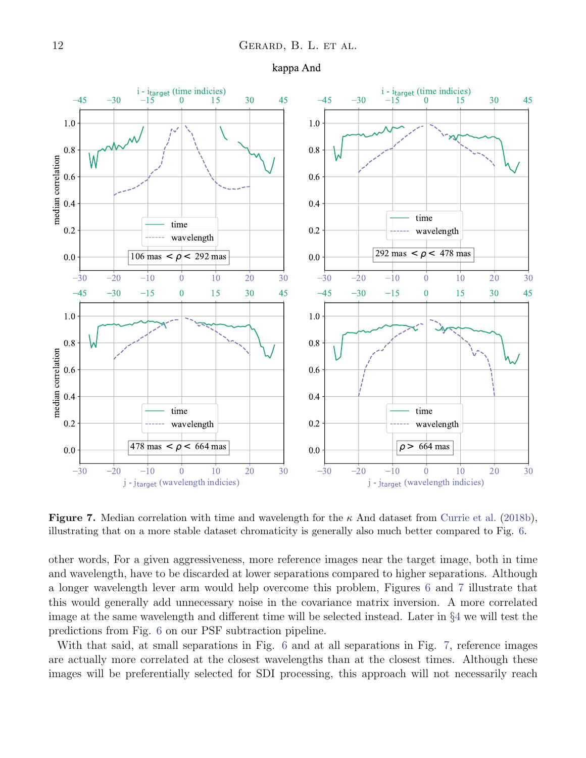**Figure 7.** Median correlation with time and wavelength for the $\kappa$ And dataset from Currie et al. (2018b), illustrating that on a more stable dataset chromaticity is generally also much better compared to Fig. 6.

other words, For a given aggressiveness, more reference images near the target image, both in time and wavelength, have to be discarded at lower separations compared to higher separations. Although a longer wavelength lever arm would help overcome this problem, Figures 6 and 7 illustrate that this would generally add unnecessary noise in the covariance matrix inversion. A more correlated image at the same wavelength and different time will be selected instead. Later in §4 we will test the predictions from Fig. 6 on our PSF subtraction pipeline.

With that said, at small separations in Fig. 6 and at all separations in Fig. 7, reference images are actually more correlated at the closest wavelengths than at the closest times. Although these images will be preferentially selected for SDI processing, this approach will not necessarily reach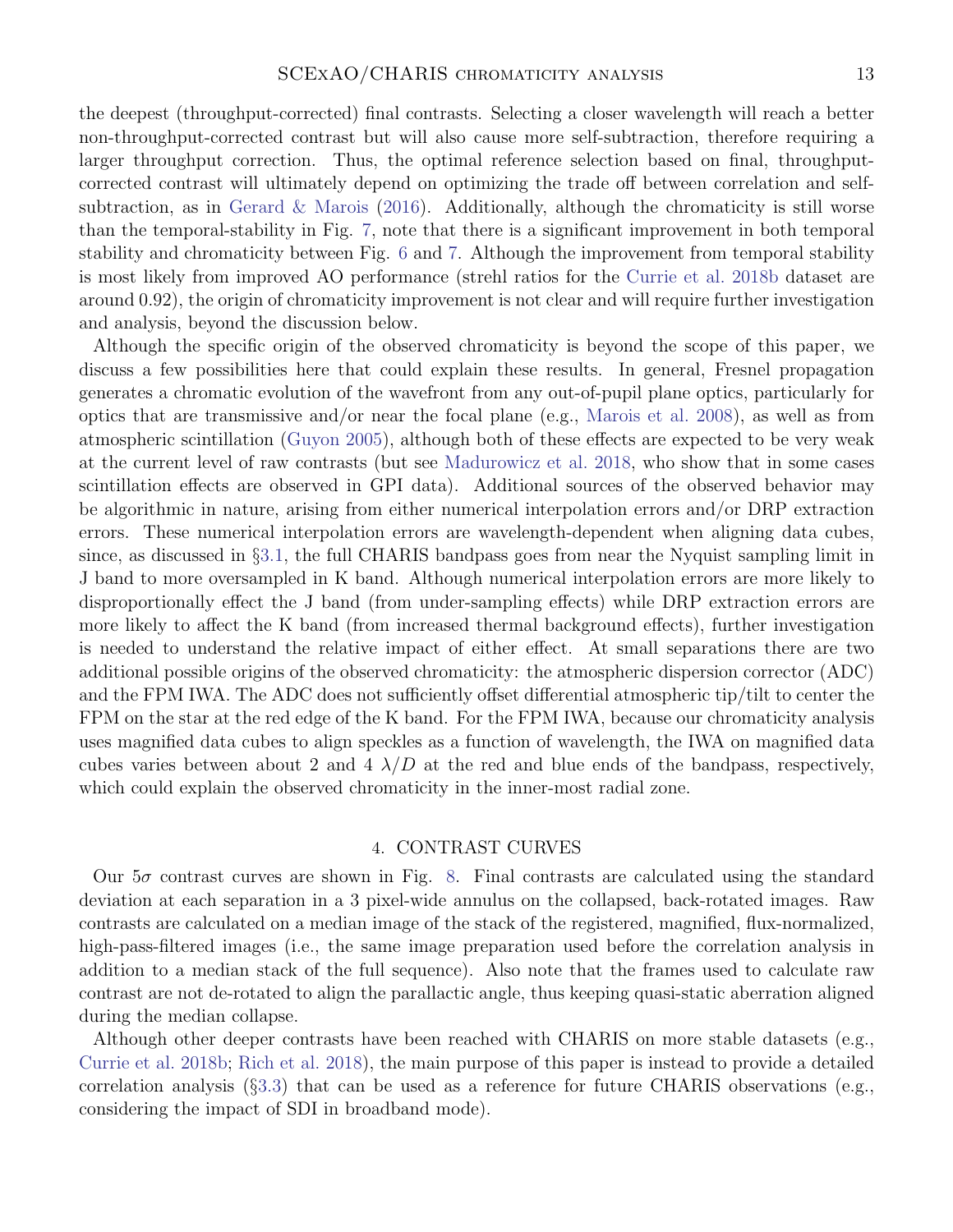the deepest (throughput-corrected) final contrasts. Selecting a closer wavelength will reach a better non-throughput-corrected contrast but will also cause more self-subtraction, therefore requiring a larger throughput correction. Thus, the optimal reference selection based on final, throughput-corrected contrast will ultimately depend on optimizing the trade off between correlation and self-subtraction, as in Gerard & Marois (2016). Additionally, although the chromaticity is still worse than the temporal-stability in Fig. 7, note that there is a significant improvement in both temporal stability and chromaticity between Fig. 6 and 7. Although the improvement from temporal stability is most likely from improved AO performance (strehl ratios for the Currie et al. 2018b dataset are around 0.92), the origin of chromaticity improvement is not clear and will require further investigation and analysis, beyond the discussion below.

Although the specific origin of the observed chromaticity is beyond the scope of this paper, we discuss a few possibilities here that could explain these results. In general, Fresnel propagation generates a chromatic evolution of the wavefront from any out-of-pupil plane optics, particularly for optics that are transmissive and/or near the focal plane (e.g., Marois et al. 2008), as well as from atmospheric scintillation (Guyon 2005), although both of these effects are expected to be very weak at the current level of raw contrasts (but see Madurowicz et al. 2018, who show that in some cases scintillation effects are observed in GPI data). Additional sources of the observed behavior may be algorithmic in nature, arising from either numerical interpolation errors and/or DRP extraction errors. These numerical interpolation errors are wavelength-dependent when aligning data cubes, since, as discussed in §3.1, the full CHARIS bandpass goes from near the Nyquist sampling limit in J band to more oversampled in K band. Although numerical interpolation errors are more likely to disproportionally effect the J band (from under-sampling effects) while DRP extraction errors are more likely to affect the K band (from increased thermal background effects), further investigation is needed to understand the relative impact of either effect. At small separations there are two additional possible origins of the observed chromaticity: the atmospheric dispersion corrector (ADC) and the FPM IWA. The ADC does not sufficiently offset differential atmospheric tip/tilt to center the FPM on the star at the red edge of the K band. For the FPM IWA, because our chromaticity analysis uses magnified data cubes to align speckles as a function of wavelength, the IWA on magnified data cubes varies between about 2 and 4 $\lambda/D$ at the red and blue ends of the bandpass, respectively, which could explain the observed chromaticity in the inner-most radial zone.

## 4. CONTRAST CURVES

Our $5\sigma$ contrast curves are shown in Fig. 8. Final contrasts are calculated using the standard deviation at each separation in a 3 pixel-wide annulus on the collapsed, back-rotated images. Raw contrasts are calculated on a median image of the stack of the registered, magnified, flux-normalized, high-pass-filtered images (i.e., the same image preparation used before the correlation analysis in addition to a median stack of the full sequence). Also note that the frames used to calculate raw contrast are not de-rotated to align the parallactic angle, thus keeping quasi-static aberration aligned during the median collapse.

Although other deeper contrasts have been reached with CHARIS on more stable datasets (e.g., Currie et al. 2018b; Rich et al. 2018), the main purpose of this paper is instead to provide a detailed correlation analysis (§3.3) that can be used as a reference for future CHARIS observations (e.g., considering the impact of SDI in broadband mode).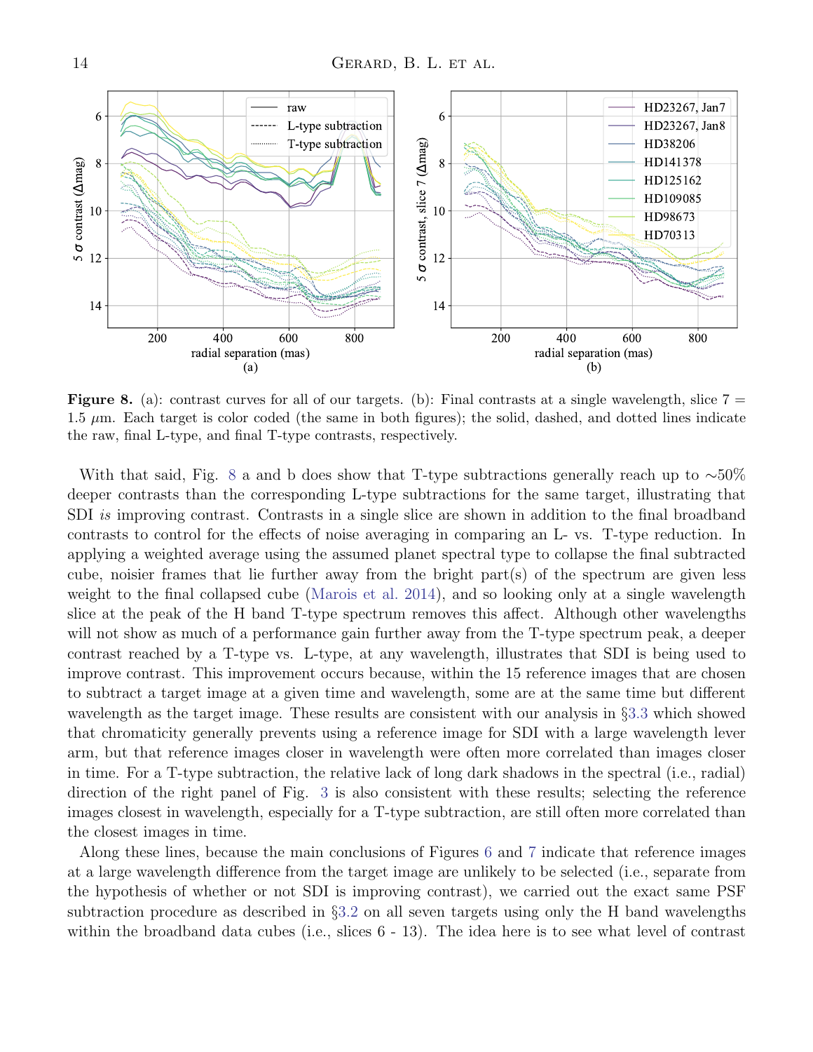**Figure 8.** (a): contrast curves for all of our targets. (b): Final contrasts at a single wavelength, slice 7 = 1.5 $\mu$m. Each target is color coded (the same in both figures); the solid, dashed, and dotted lines indicate the raw, final L-type, and final T-type contrasts, respectively.

With that said, Fig. 8 a and b does show that T-type subtractions generally reach up to $\sim$50% deeper contrasts than the corresponding L-type subtractions for the same target, illustrating that SDI *is* improving contrast. Contrasts in a single slice are shown in addition to the final broadband contrasts to control for the effects of noise averaging in comparing an L- vs. T-type reduction. In applying a weighted average using the assumed planet spectral type to collapse the final subtracted cube, noisier frames that lie further away from the bright part(s) of the spectrum are given less weight to the final collapsed cube (Marois et al. 2014), and so looking only at a single wavelength slice at the peak of the H band T-type spectrum removes this affect. Although other wavelengths will not show as much of a performance gain further away from the T-type spectrum peak, a deeper contrast reached by a T-type vs. L-type, at any wavelength, illustrates that SDI is being used to improve contrast. This improvement occurs because, within the 15 reference images that are chosen to subtract a target image at a given time and wavelength, some are at the same time but different wavelength as the target image. These results are consistent with our analysis in §3.3 which showed that chromaticity generally prevents using a reference image for SDI with a large wavelength lever arm, but that reference images closer in wavelength were often more correlated than images closer in time. For a T-type subtraction, the relative lack of long dark shadows in the spectral (i.e., radial) direction of the right panel of Fig. 3 is also consistent with these results; selecting the reference images closest in wavelength, especially for a T-type subtraction, are still often more correlated than the closest images in time.

Along these lines, because the main conclusions of Figures 6 and 7 indicate that reference images at a large wavelength difference from the target image are unlikely to be selected (i.e., separate from the hypothesis of whether or not SDI is improving contrast), we carried out the exact same PSF subtraction procedure as described in §3.2 on all seven targets using only the H band wavelengths within the broadband data cubes (i.e., slices 6 - 13). The idea here is to see what level of contrast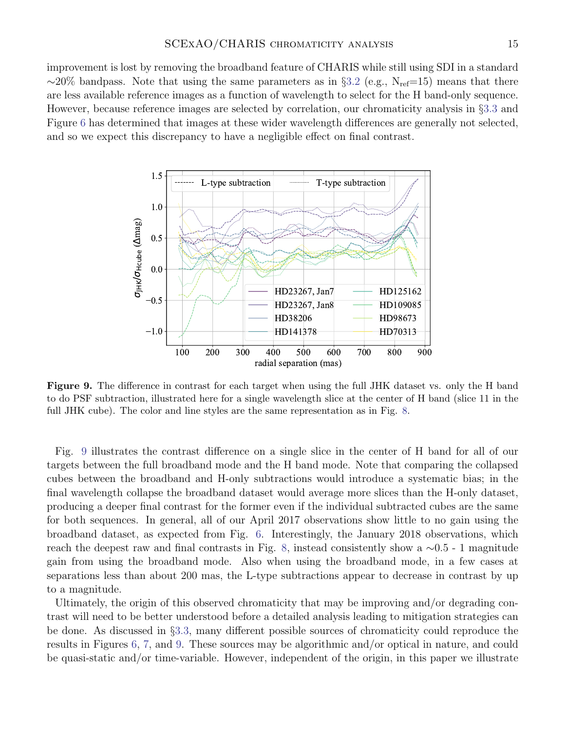improvement is lost by removing the broadband feature of CHARIS while still using SDI in a standard ∼20% bandpass. Note that using the same parameters as in §3.2 (e.g., $N_{ref}$=15) means that there are less available reference images as a function of wavelength to select for the H band-only sequence. However, because reference images are selected by correlation, our chromaticity analysis in §3.3 and Figure 6 has determined that images at these wider wavelength differences are generally not selected, and so we expect this discrepancy to have a negligible effect on final contrast.

**Figure 9.** The difference in contrast for each target when using the full JHK dataset vs. only the H band to do PSF subtraction, illustrated here for a single wavelength slice at the center of H band (slice 11 in the full JHK cube). The color and line styles are the same representation as in Fig. 8.

Fig. 9 illustrates the contrast difference on a single slice in the center of H band for all of our targets between the full broadband mode and the H band mode. Note that comparing the collapsed cubes between the broadband and H-only subtractions would introduce a systematic bias; in the final wavelength collapse the broadband dataset would average more slices than the H-only dataset, producing a deeper final contrast for the former even if the individual subtracted cubes are the same for both sequences. In general, all of our April 2017 observations show little to no gain using the broadband dataset, as expected from Fig. 6. Interestingly, the January 2018 observations, which reach the deepest raw and final contrasts in Fig. 8, instead consistently show a ∼0.5 - 1 magnitude gain from using the broadband mode. Also when using the broadband mode, in a few cases at separations less than about 200 mas, the L-type subtractions appear to decrease in contrast by up to a magnitude.

Ultimately, the origin of this observed chromaticity that may be improving and/or degrading contrast will need to be better understood before a detailed analysis leading to mitigation strategies can be done. As discussed in §3.3, many different possible sources of chromaticity could reproduce the results in Figures 6, 7, and 9. These sources may be algorithmic and/or optical in nature, and could be quasi-static and/or time-variable. However, independent of the origin, in this paper we illustrate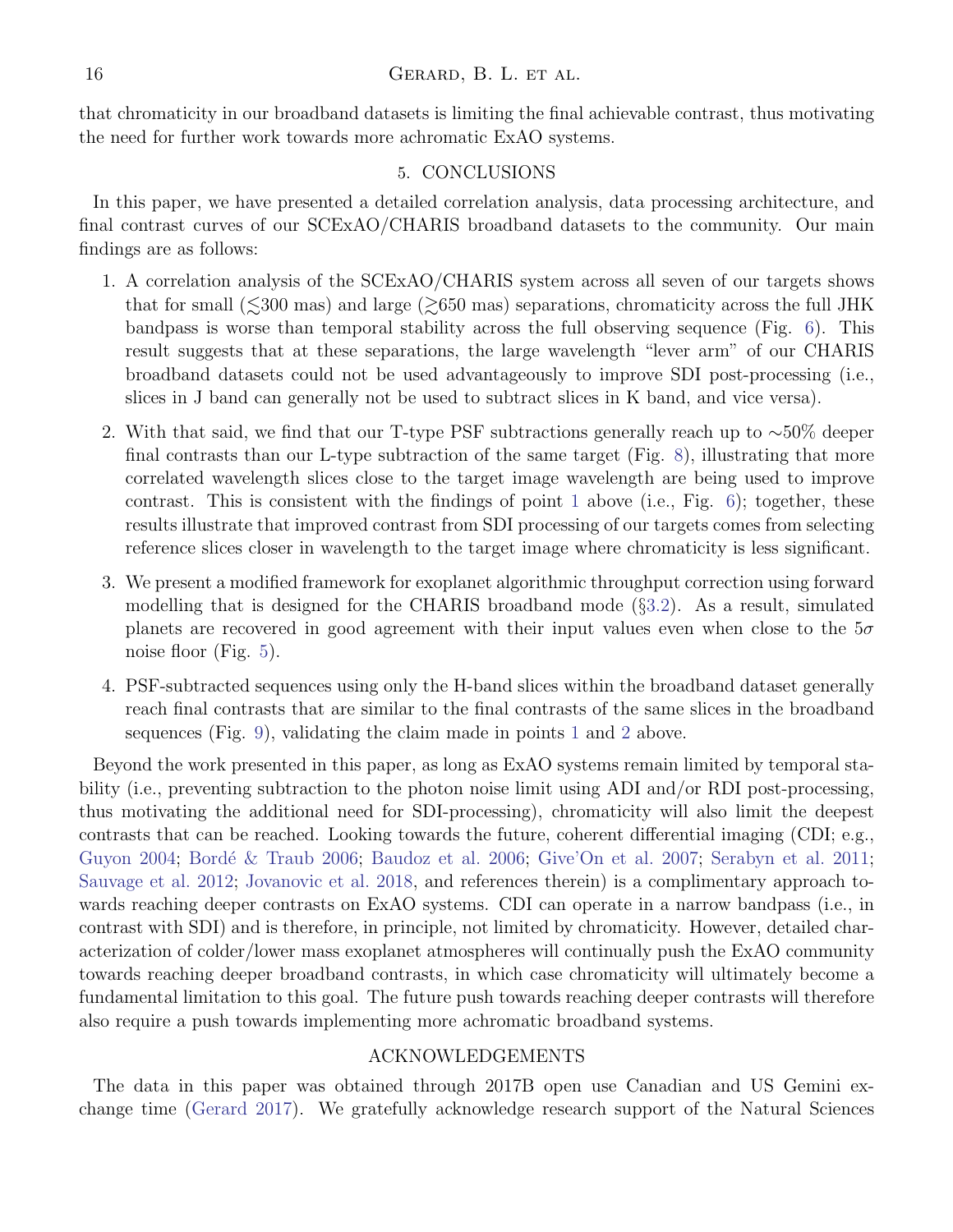that chromaticity in our broadband datasets is limiting the final achievable contrast, thus motivating the need for further work towards more achromatic ExAO systems.

## 5. CONCLUSIONS

In this paper, we have presented a detailed correlation analysis, data processing architecture, and final contrast curves of our SCExAO/CHARIS broadband datasets to the community. Our main findings are as follows:

1. A correlation analysis of the SCExAO/CHARIS system across all seven of our targets shows that for small ($\lesssim$300 mas) and large ($\gtrsim$650 mas) separations, chromaticity across the full JHK bandpass is worse than temporal stability across the full observing sequence (Fig. 6). This result suggests that at these separations, the large wavelength "lever arm" of our CHARIS broadband datasets could not be used advantageously to improve SDI post-processing (i.e., slices in J band can generally not be used to subtract slices in K band, and vice versa).

2. With that said, we find that our T-type PSF subtractions generally reach up to $\sim$50% deeper final contrasts than our L-type subtraction of the same target (Fig. 8), illustrating that more correlated wavelength slices close to the target image wavelength are being used to improve contrast. This is consistent with the findings of point 1 above (i.e., Fig. 6); together, these results illustrate that improved contrast from SDI processing of our targets comes from selecting reference slices closer in wavelength to the target image where chromaticity is less significant.

3. We present a modified framework for exoplanet algorithmic throughput correction using forward modelling that is designed for the CHARIS broadband mode (§3.2). As a result, simulated planets are recovered in good agreement with their input values even when close to the $5\sigma$ noise floor (Fig. 5).

4. PSF-subtracted sequences using only the H-band slices within the broadband dataset generally reach final contrasts that are similar to the final contrasts of the same slices in the broadband sequences (Fig. 9), validating the claim made in points 1 and 2 above.

Beyond the work presented in this paper, as long as ExAO systems remain limited by temporal stability (i.e., preventing subtraction to the photon noise limit using ADI and/or RDI post-processing, thus motivating the additional need for SDI-processing), chromaticity will also limit the deepest contrasts that can be reached. Looking towards the future, coherent differential imaging (CDI; e.g., Guyon 2004; Bordé & Traub 2006; Baudoz et al. 2006; Give'On et al. 2007; Serabyn et al. 2011; Sauvage et al. 2012; Jovanovic et al. 2018, and references therein) is a complimentary approach towards reaching deeper contrasts on ExAO systems. CDI can operate in a narrow bandpass (i.e., in contrast with SDI) and is therefore, in principle, not limited by chromaticity. However, detailed characterization of colder/lower mass exoplanet atmospheres will continually push the ExAO community towards reaching deeper broadband contrasts, in which case chromaticity will ultimately become a fundamental limitation to this goal. The future push towards reaching deeper contrasts will therefore also require a push towards implementing more achromatic broadband systems.

## ACKNOWLEDGEMENTS

The data in this paper was obtained through 2017B open use Canadian and US Gemini exchange time (Gerard 2017). We gratefully acknowledge research support of the Natural Sciences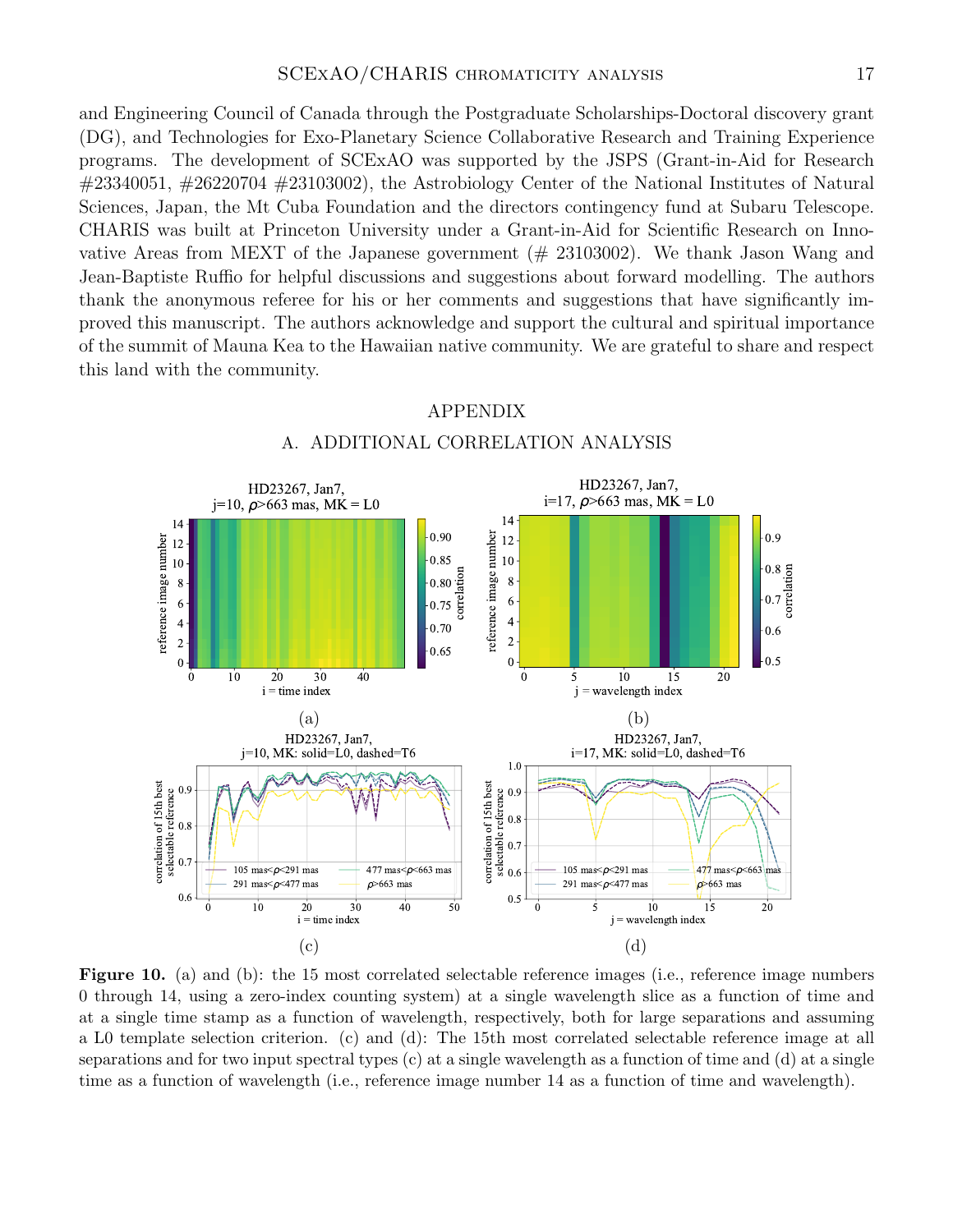and Engineering Council of Canada through the Postgraduate Scholarships-Doctoral discovery grant (DG), and Technologies for Exo-Planetary Science Collaborative Research and Training Experience programs. The development of SCExAO was supported by the JSPS (Grant-in-Aid for Research #23340051, #26220704 #23103002), the Astrobiology Center of the National Institutes of Natural Sciences, Japan, the Mt Cuba Foundation and the directors contingency fund at Subaru Telescope. CHARIS was built at Princeton University under a Grant-in-Aid for Scientific Research on Innovative Areas from MEXT of the Japanese government (# 23103002). We thank Jason Wang and Jean-Baptiste Ruffio for helpful discussions and suggestions about forward modelling. The authors thank the anonymous referee for his or her comments and suggestions that have significantly improved this manuscript. The authors acknowledge and support the cultural and spiritual importance of the summit of Mauna Kea to the Hawaiian native community. We are grateful to share and respect this land with the community.

# APPENDIX

## A. ADDITIONAL CORRELATION ANALYSIS

**Figure 10.** (a) and (b): the 15 most correlated selectable reference images (i.e., reference image numbers 0 through 14, using a zero-index counting system) at a single wavelength slice as a function of time and at a single time stamp as a function of wavelength, respectively, both for large separations and assuming a L0 template selection criterion. (c) and (d): The 15th most correlated selectable reference image at all separations and for two input spectral types (c) at a single wavelength as a function of time and (d) at a single time as a function of wavelength (i.e., reference image number 14 as a function of time and wavelength).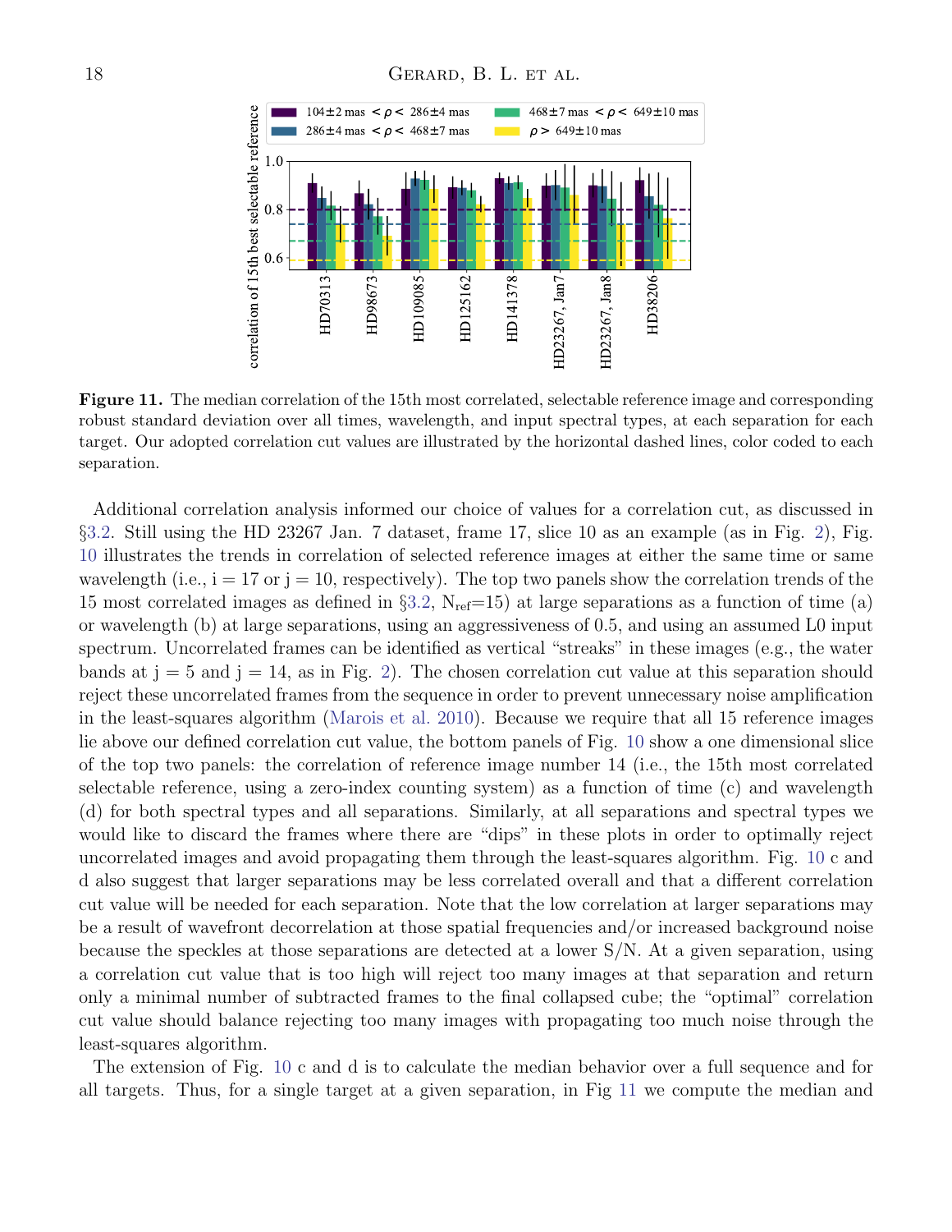**Figure 11.** The median correlation of the 15th most correlated, selectable reference image and corresponding robust standard deviation over all times, wavelength, and input spectral types, at each separation for each target. Our adopted correlation cut values are illustrated by the horizontal dashed lines, color coded to each separation.

Additional correlation analysis informed our choice of values for a correlation cut, as discussed in §3.2. Still using the HD 23267 Jan. 7 dataset, frame 17, slice 10 as an example (as in Fig. 2), Fig. 10 illustrates the trends in correlation of selected reference images at either the same time or same wavelength (i.e., i = 17 or j = 10, respectively). The top two panels show the correlation trends of the 15 most correlated images as defined in §3.2, $N_{ref}$=15) at large separations as a function of time (a) or wavelength (b) at large separations, using an aggressiveness of 0.5, and using an assumed L0 input spectrum. Uncorrelated frames can be identified as vertical "streaks" in these images (e.g., the water bands at j = 5 and j = 14, as in Fig. 2). The chosen correlation cut value at this separation should reject these uncorrelated frames from the sequence in order to prevent unnecessary noise amplification in the least-squares algorithm (Marois et al. 2010). Because we require that all 15 reference images lie above our defined correlation cut value, the bottom panels of Fig. 10 show a one dimensional slice of the top two panels: the correlation of reference image number 14 (i.e., the 15th most correlated selectable reference, using a zero-index counting system) as a function of time (c) and wavelength (d) for both spectral types and all separations. Similarly, at all separations and spectral types we would like to discard the frames where there are "dips" in these plots in order to optimally reject uncorrelated images and avoid propagating them through the least-squares algorithm. Fig. 10 c and d also suggest that larger separations may be less correlated overall and that a different correlation cut value will be needed for each separation. Note that the low correlation at larger separations may be a result of wavefront decorrelation at those spatial frequencies and/or increased background noise because the speckles at those separations are detected at a lower S/N. At a given separation, using a correlation cut value that is too high will reject too many images at that separation and return only a minimal number of subtracted frames to the final collapsed cube; the "optimal" correlation cut value should balance rejecting too many images with propagating too much noise through the least-squares algorithm.

The extension of Fig. 10 c and d is to calculate the median behavior over a full sequence and for all targets. Thus, for a single target at a given separation, in Fig 11 we compute the median and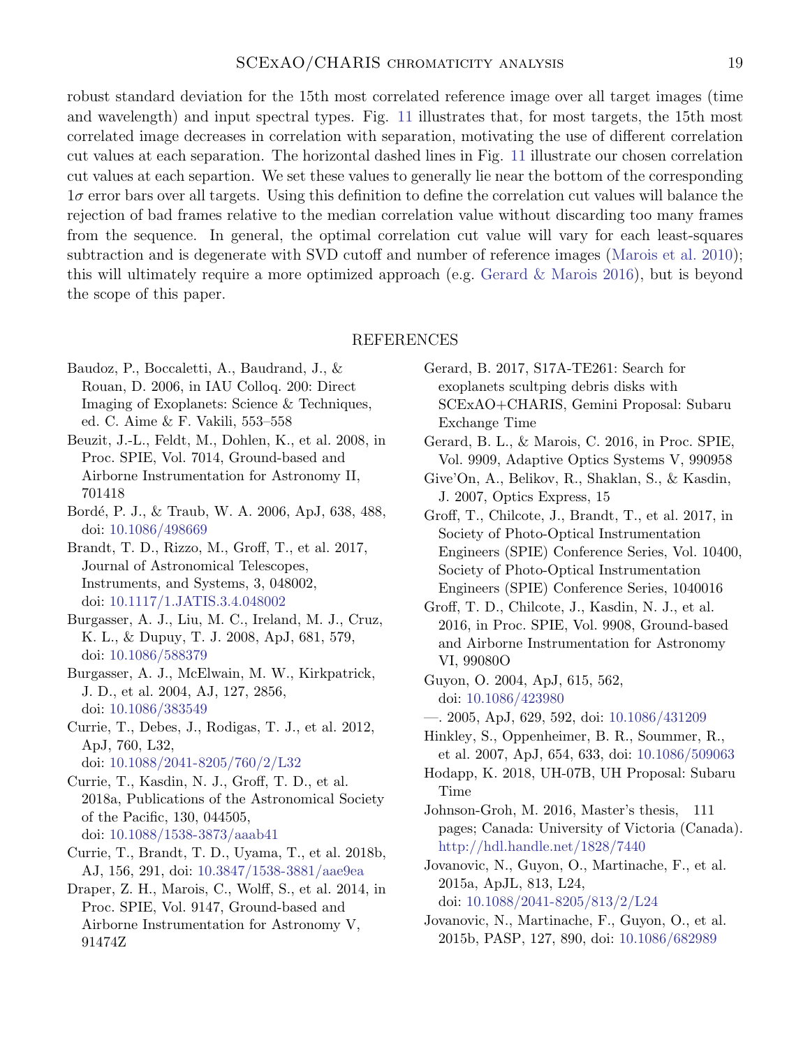robust standard deviation for the 15th most correlated reference image over all target images (time and wavelength) and input spectral types. Fig. 11 illustrates that, for most targets, the 15th most correlated image decreases in correlation with separation, motivating the use of different correlation cut values at each separation. The horizontal dashed lines in Fig. 11 illustrate our chosen correlation cut values at each separtion. We set these values to generally lie near the bottom of the corresponding $1\sigma$ error bars over all targets. Using this definition to define the correlation cut values will balance the rejection of bad frames relative to the median correlation value without discarding too many frames from the sequence. In general, the optimal correlation cut value will vary for each least-squares subtraction and is degenerate with SVD cutoff and number of reference images (Marois et al. 2010); this will ultimately require a more optimized approach (e.g. Gerard & Marois 2016), but is beyond the scope of this paper.

## REFERENCES

Baudoz, P., Boccaletti, A., Baudrand, J., & Rouan, D. 2006, in IAU Colloq. 200: Direct Imaging of Exoplanets: Science & Techniques, ed. C. Aime & F. Vakili, 553–558

Beuzit, J.-L., Feldt, M., Dohlen, K., et al. 2008, in Proc. SPIE, Vol. 7014, Ground-based and Airborne Instrumentation for Astronomy II, 701418

Bordé, P. J., & Traub, W. A. 2006, ApJ, 638, 488, doi: 10.1086/498669

Brandt, T. D., Rizzo, M., Groff, T., et al. 2017, Journal of Astronomical Telescopes, Instruments, and Systems, 3, 048002, doi: 10.1117/1.JATIS.3.4.048002

Burgasser, A. J., Liu, M. C., Ireland, M. J., Cruz, K. L., & Dupuy, T. J. 2008, ApJ, 681, 579, doi: 10.1086/588379

Burgasser, A. J., McElwain, M. W., Kirkpatrick, J. D., et al. 2004, AJ, 127, 2856, doi: 10.1086/383549

Currie, T., Debes, J., Rodigas, T. J., et al. 2012, ApJ, 760, L32, doi: 10.1088/2041-8205/760/2/L32

Currie, T., Kasdin, N. J., Groff, T. D., et al. 2018a, Publications of the Astronomical Society of the Pacific, 130, 044505, doi: 10.1088/1538-3873/aaab41

Currie, T., Brandt, T. D., Uyama, T., et al. 2018b, AJ, 156, 291, doi: 10.3847/1538-3881/aae9ea

Draper, Z. H., Marois, C., Wolff, S., et al. 2014, in Proc. SPIE, Vol. 9147, Ground-based and Airborne Instrumentation for Astronomy V, 91474Z

Gerard, B. 2017, S17A-TE261: Search for exoplanets scultping debris disks with SCExAO+CHARIS, Gemini Proposal: Subaru Exchange Time

Gerard, B. L., & Marois, C. 2016, in Proc. SPIE, Vol. 9909, Adaptive Optics Systems V, 990958

Give'On, A., Belikov, R., Shaklan, S., & Kasdin, J. 2007, Optics Express, 15

Groff, T., Chilcote, J., Brandt, T., et al. 2017, in Society of Photo-Optical Instrumentation Engineers (SPIE) Conference Series, Vol. 10400, Society of Photo-Optical Instrumentation Engineers (SPIE) Conference Series, 1040016

Groff, T. D., Chilcote, J., Kasdin, N. J., et al. 2016, in Proc. SPIE, Vol. 9908, Ground-based and Airborne Instrumentation for Astronomy VI, 99080O

Guyon, O. 2004, ApJ, 615, 562, doi: 10.1086/423980

—. 2005, ApJ, 629, 592, doi: 10.1086/431209

Hinkley, S., Oppenheimer, B. R., Soummer, R., et al. 2007, ApJ, 654, 633, doi: 10.1086/509063

Hodapp, K. 2018, UH-07B, UH Proposal: Subaru Time

Johnson-Groh, M. 2016, Master's thesis, 111 pages; Canada: University of Victoria (Canada). http://hdl.handle.net/1828/7440

Jovanovic, N., Guyon, O., Martinache, F., et al. 2015a, ApJL, 813, L24, doi: 10.1088/2041-8205/813/2/L24

Jovanovic, N., Martinache, F., Guyon, O., et al. 2015b, PASP, 127, 890, doi: 10.1086/682989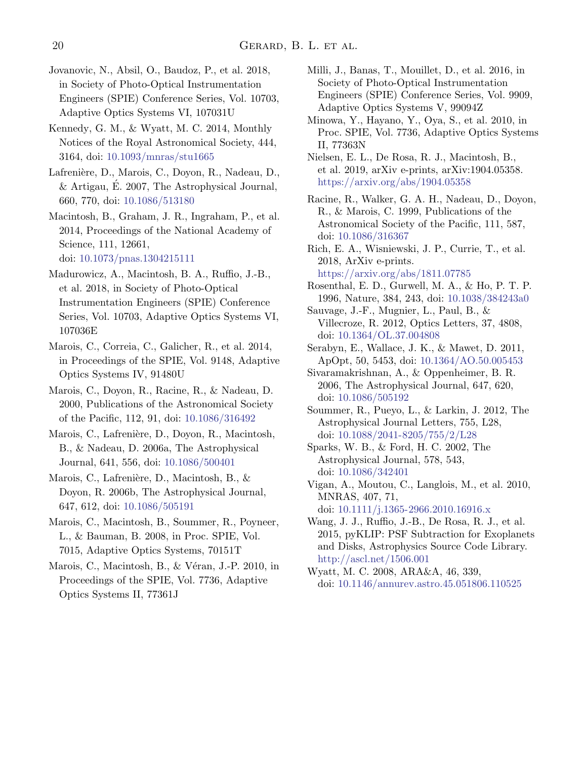Jovanovic, N., Absil, O., Baudoz, P., et al. 2018, in Society of Photo-Optical Instrumentation Engineers (SPIE) Conference Series, Vol. 10703, Adaptive Optics Systems VI, 107031U

Kennedy, G. M., & Wyatt, M. C. 2014, Monthly Notices of the Royal Astronomical Society, 444, 3164, doi: 10.1093/mnras/stu1665

Lafrenière, D., Marois, C., Doyon, R., Nadeau, D., & Artigau, É. 2007, The Astrophysical Journal, 660, 770, doi: 10.1086/513180

Macintosh, B., Graham, J. R., Ingraham, P., et al. 2014, Proceedings of the National Academy of Science, 111, 12661, doi: 10.1073/pnas.1304215111

Madurowicz, A., Macintosh, B. A., Ruffio, J.-B., et al. 2018, in Society of Photo-Optical Instrumentation Engineers (SPIE) Conference Series, Vol. 10703, Adaptive Optics Systems VI, 107036E

Marois, C., Correia, C., Galicher, R., et al. 2014, in Proceedings of the SPIE, Vol. 9148, Adaptive Optics Systems IV, 91480U

Marois, C., Doyon, R., Racine, R., & Nadeau, D. 2000, Publications of the Astronomical Society of the Pacific, 112, 91, doi: 10.1086/316492

Marois, C., Lafrenière, D., Doyon, R., Macintosh, B., & Nadeau, D. 2006a, The Astrophysical Journal, 641, 556, doi: 10.1086/500401

Marois, C., Lafrenière, D., Macintosh, B., & Doyon, R. 2006b, The Astrophysical Journal, 647, 612, doi: 10.1086/505191

Marois, C., Macintosh, B., Soummer, R., Poyneer, L., & Bauman, B. 2008, in Proc. SPIE, Vol. 7015, Adaptive Optics Systems, 70151T

Marois, C., Macintosh, B., & Véran, J.-P. 2010, in Proceedings of the SPIE, Vol. 7736, Adaptive Optics Systems II, 77361J

Milli, J., Banas, T., Mouillet, D., et al. 2016, in Society of Photo-Optical Instrumentation Engineers (SPIE) Conference Series, Vol. 9909, Adaptive Optics Systems V, 99094Z

Minowa, Y., Hayano, Y., Oya, S., et al. 2010, in Proc. SPIE, Vol. 7736, Adaptive Optics Systems II, 77363N

Nielsen, E. L., De Rosa, R. J., Macintosh, B., et al. 2019, arXiv e-prints, arXiv:1904.05358. https://arxiv.org/abs/1904.05358

Racine, R., Walker, G. A. H., Nadeau, D., Doyon, R., & Marois, C. 1999, Publications of the Astronomical Society of the Pacific, 111, 587, doi: 10.1086/316367

Rich, E. A., Wisniewski, J. P., Currie, T., et al. 2018, ArXiv e-prints. https://arxiv.org/abs/1811.07785

Rosenthal, E. D., Gurwell, M. A., & Ho, P. T. P. 1996, Nature, 384, 243, doi: 10.1038/384243a0

Sauvage, J.-F., Mugnier, L., Paul, B., & Villecroze, R. 2012, Optics Letters, 37, 4808, doi: 10.1364/OL.37.004808

Serabyn, E., Wallace, J. K., & Mawet, D. 2011, ApOpt, 50, 5453, doi: 10.1364/AO.50.005453

Sivaramakrishnan, A., & Oppenheimer, B. R. 2006, The Astrophysical Journal, 647, 620, doi: 10.1086/505192

Soummer, R., Pueyo, L., & Larkin, J. 2012, The Astrophysical Journal Letters, 755, L28, doi: 10.1088/2041-8205/755/2/L28

Sparks, W. B., & Ford, H. C. 2002, The Astrophysical Journal, 578, 543, doi: 10.1086/342401

Vigan, A., Moutou, C., Langlois, M., et al. 2010, MNRAS, 407, 71, doi: 10.1111/j.1365-2966.2010.16916.x

Wang, J. J., Ruffio, J.-B., De Rosa, R. J., et al. 2015, pyKLIP: PSF Subtraction for Exoplanets and Disks, Astrophysics Source Code Library. http://ascl.net/1506.001

Wyatt, M. C. 2008, ARA&A, 46, 339, doi: 10.1146/annurev.astro.45.051806.110525